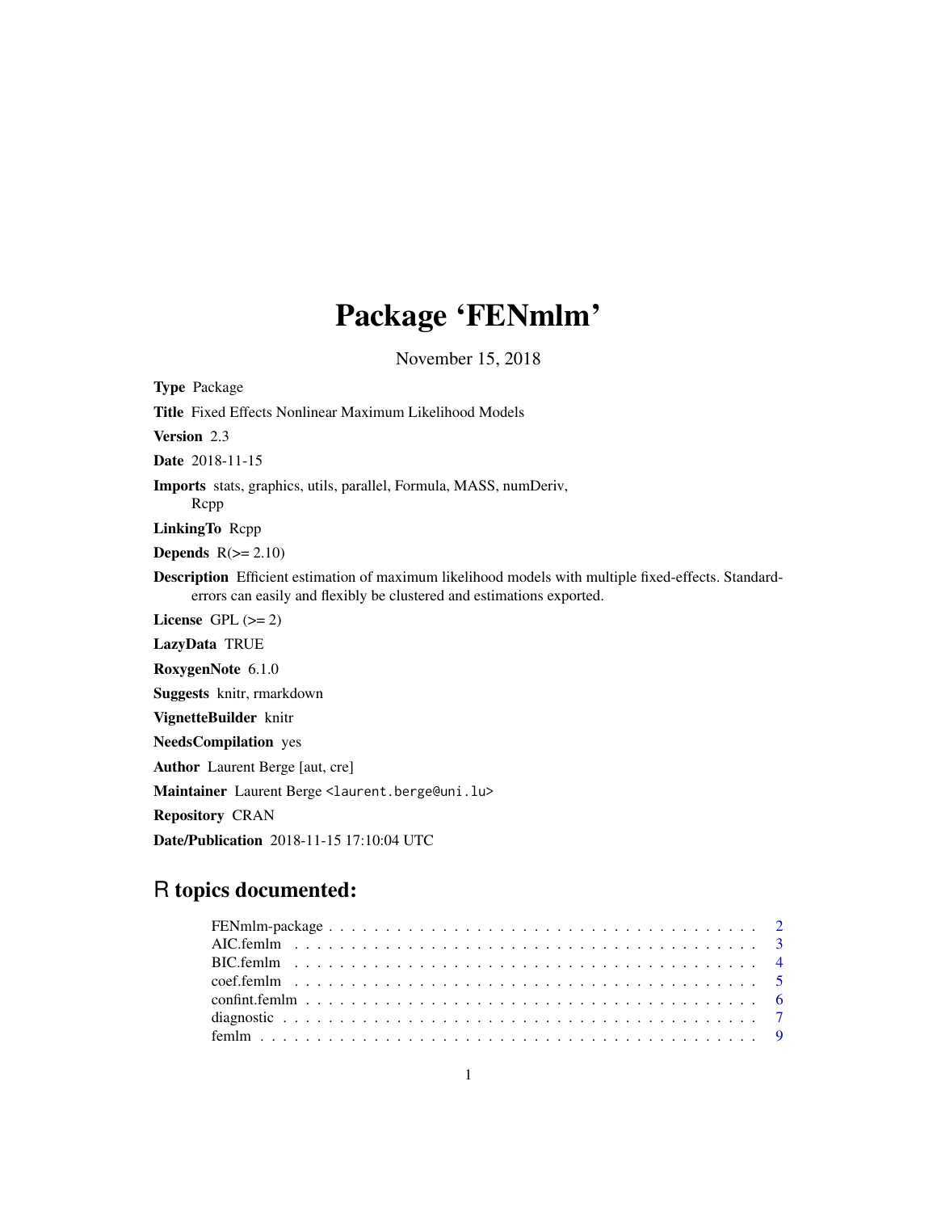# Package 'FENmlm'

November 15, 2018

**Type** Package

**Title** Fixed Effects Nonlinear Maximum Likelihood Models

**Version** 2.3

**Date** 2018-11-15

**Imports** stats, graphics, utils, parallel, Formula, MASS, numDeriv, Rcpp

**LinkingTo** Rcpp

**Depends** R(>= 2.10)

**Description** Efficient estimation of maximum likelihood models with multiple fixed-effects. Standard-errors can easily and flexibly be clustered and estimations exported.

**License** GPL (>= 2)

**LazyData** TRUE

**RoxygenNote** 6.1.0

**Suggests** knitr, rmarkdown

**VignetteBuilder** knitr

**NeedsCompilation** yes

**Author** Laurent Berge [aut, cre]

**Maintainer** Laurent Berge <laurent.berge@uni.lu>

**Repository** CRAN

**Date/Publication** 2018-11-15 17:10:04 UTC

## R topics documented:

FENmlm-package . . . . . . . . . . . . . . . . . . . . . . . . . . . . . . . . . . . . . . 2
AIC.femlm . . . . . . . . . . . . . . . . . . . . . . . . . . . . . . . . . . . . . . . . . 3
BIC.femlm . . . . . . . . . . . . . . . . . . . . . . . . . . . . . . . . . . . . . . . . . 4
coef.femlm . . . . . . . . . . . . . . . . . . . . . . . . . . . . . . . . . . . . . . . . 5
confint.femlm . . . . . . . . . . . . . . . . . . . . . . . . . . . . . . . . . . . . . . . 6
diagnostic . . . . . . . . . . . . . . . . . . . . . . . . . . . . . . . . . . . . . . . . 7
femlm . . . . . . . . . . . . . . . . . . . . . . . . . . . . . . . . . . . . . . . . . . . 9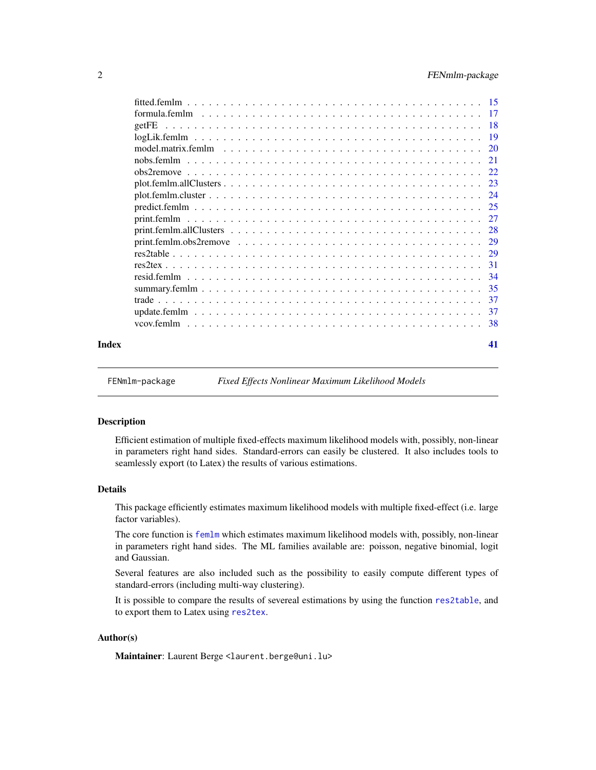| | |
|---|---|
| fitted.femlm | 15 |
| formula.femlm | 17 |
| getFE | 18 |
| logLik.femlm | 19 |
| model.matrix.femlm | 20 |
| nobs.femlm | 21 |
| obs2remove | 22 |
| plot.femlm.allClusters | 23 |
| plot.femlm.cluster | 24 |
| predict.femlm | 25 |
| print.femlm | 27 |
| print.femlm.allClusters | 28 |
| print.femlm.obs2remove | 29 |
| res2table | 29 |
| res2tex | 31 |
| resid.femlm | 34 |
| summary.femlm | 35 |
| trade | 37 |
| update.femlm | 37 |
| vcov.femlm | 38 |

**Index** **41**

---

`FENmlm-package` *Fixed Effects Nonlinear Maximum Likelihood Models*

---

## Description

Efficient estimation of multiple fixed-effects maximum likelihood models with, possibly, non-linear in parameters right hand sides. Standard-errors can easily be clustered. It also includes tools to seamlessly export (to Latex) the results of various estimations.

## Details

This package efficiently estimates maximum likelihood models with multiple fixed-effect (i.e. large factor variables).

The core function is `femlm` which estimates maximum likelihood models with, possibly, non-linear in parameters right hand sides. The ML families available are: poisson, negative binomial, logit and Gaussian.

Several features are also included such as the possibility to easily compute different types of standard-errors (including multi-way clustering).

It is possible to compare the results of severeal estimations by using the function `res2table`, and to export them to Latex using `res2tex`.

## Author(s)

**Maintainer**: Laurent Berge <laurent.berge@uni.lu>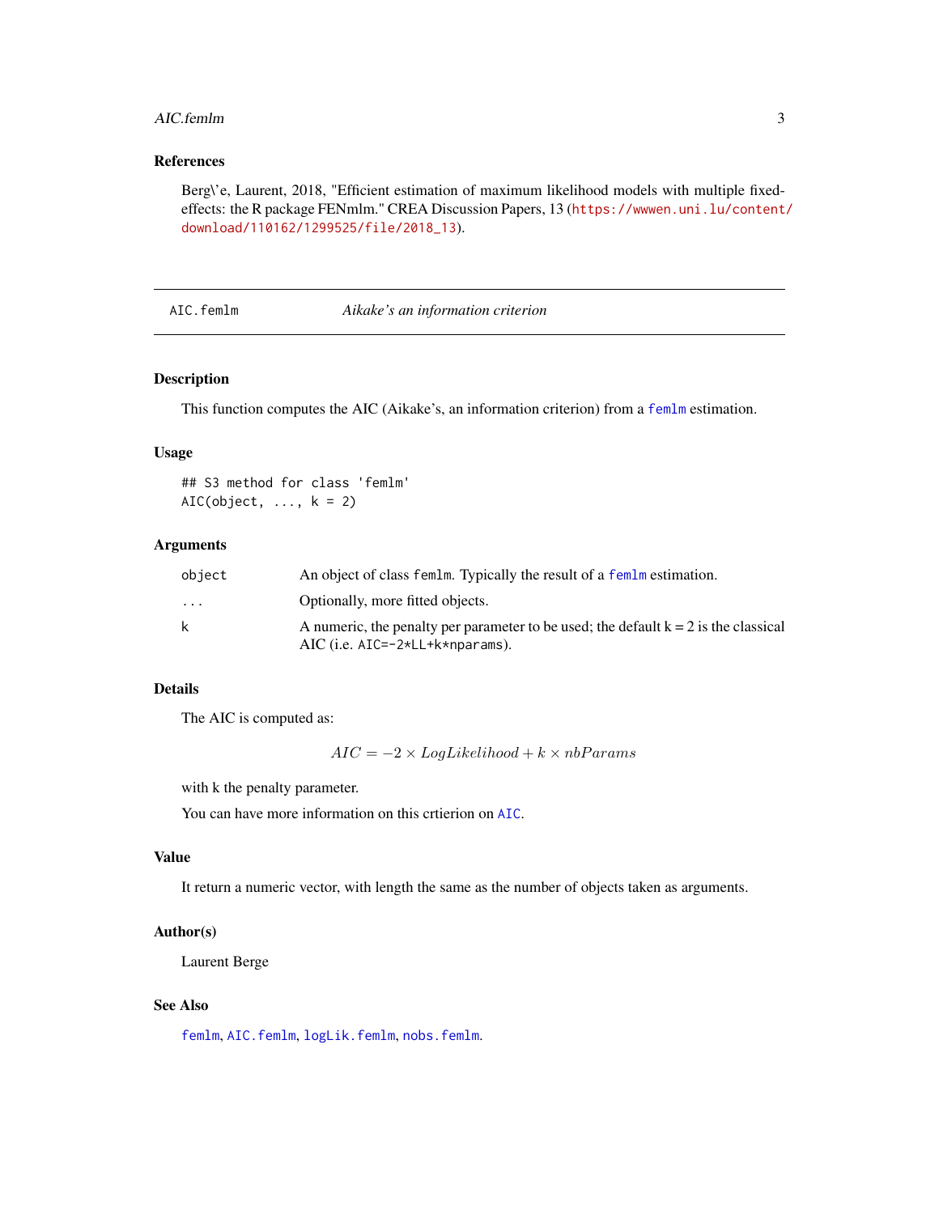## References

Berg\'e, Laurent, 2018, "Efficient estimation of maximum likelihood models with multiple fixed-effects: the R package FENmlm." CREA Discussion Papers, 13 (https://wwwen.uni.lu/content/download/110162/1299525/file/2018_13).

---

AIC.femlm — *Aikake's an information criterion*

---

### Description

This function computes the AIC (Aikake's, an information criterion) from a femlm estimation.

### Usage

```
## S3 method for class 'femlm'
AIC(object, ..., k = 2)
```

### Arguments

| | |
|---|---|
| object | An object of class femlm. Typically the result of a femlm estimation. |
| ... | Optionally, more fitted objects. |
| k | A numeric, the penalty per parameter to be used; the default k = 2 is the classical AIC (i.e. AIC=-2*LL+k*nparams). |

### Details

The AIC is computed as:

$$AIC = -2 \times LogLikelihood + k \times nbParams$$

with k the penalty parameter.

You can have more information on this crtierion on AIC.

### Value

It return a numeric vector, with length the same as the number of objects taken as arguments.

### Author(s)

Laurent Berge

### See Also

femlm, AIC.femlm, logLik.femlm, nobs.femlm.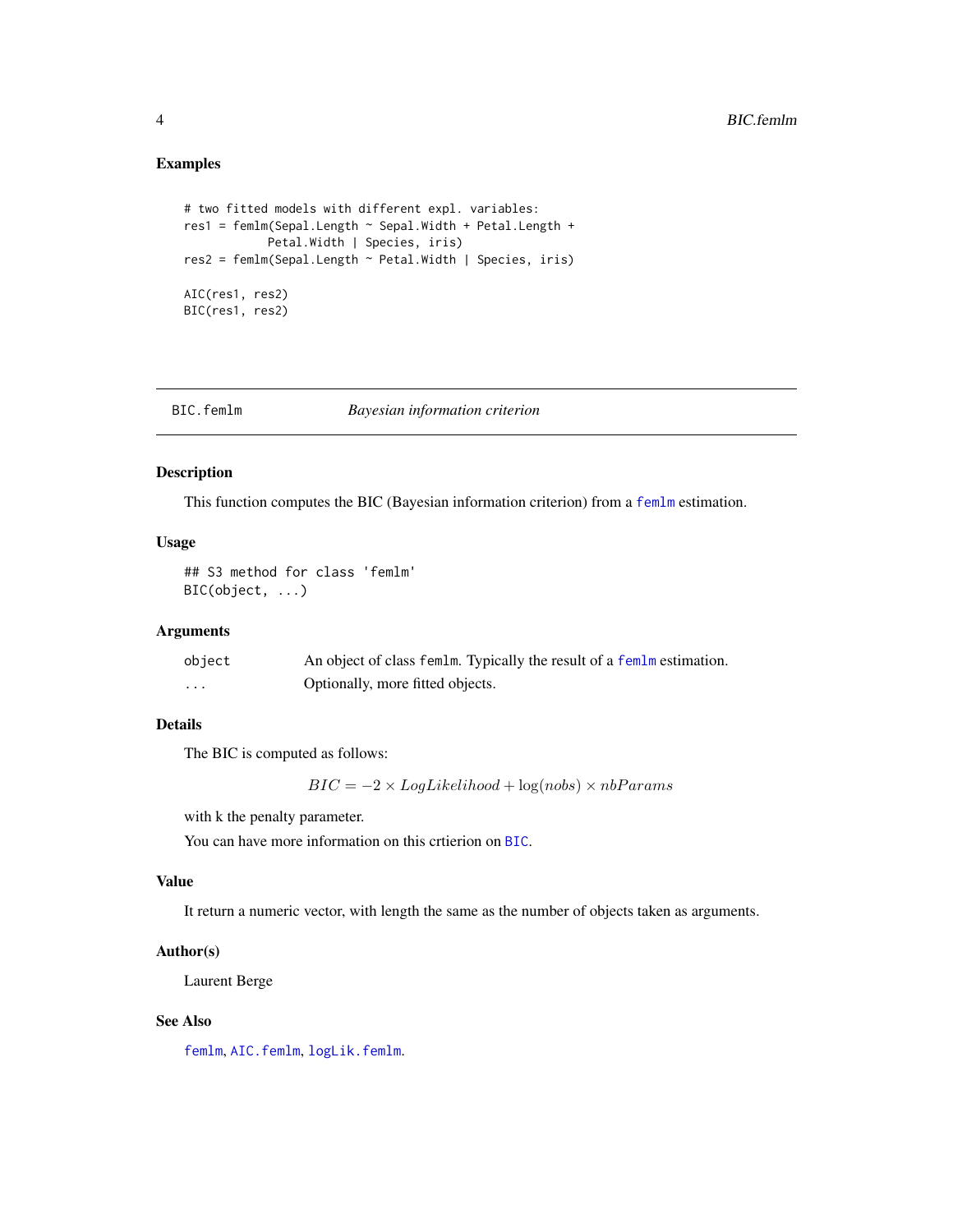### Examples

```
# two fitted models with different expl. variables:
res1 = femlm(Sepal.Length ~ Sepal.Width + Petal.Length +
           Petal.Width | Species, iris)
res2 = femlm(Sepal.Length ~ Petal.Width | Species, iris)

AIC(res1, res2)
BIC(res1, res2)
```

---

## BIC.femlm *Bayesian information criterion*

---

### Description

This function computes the BIC (Bayesian information criterion) from a femlm estimation.

### Usage

```
## S3 method for class 'femlm'
BIC(object, ...)
```

### Arguments

| | |
|---|---|
| object | An object of class femlm. Typically the result of a femlm estimation. |
| ... | Optionally, more fitted objects. |

### Details

The BIC is computed as follows:

$$BIC = -2 \times LogLikelihood + \log(nobs) \times nbParams$$

with k the penalty parameter.

You can have more information on this crtierion on BIC.

### Value

It return a numeric vector, with length the same as the number of objects taken as arguments.

### Author(s)

Laurent Berge

### See Also

femlm, AIC.femlm, logLik.femlm.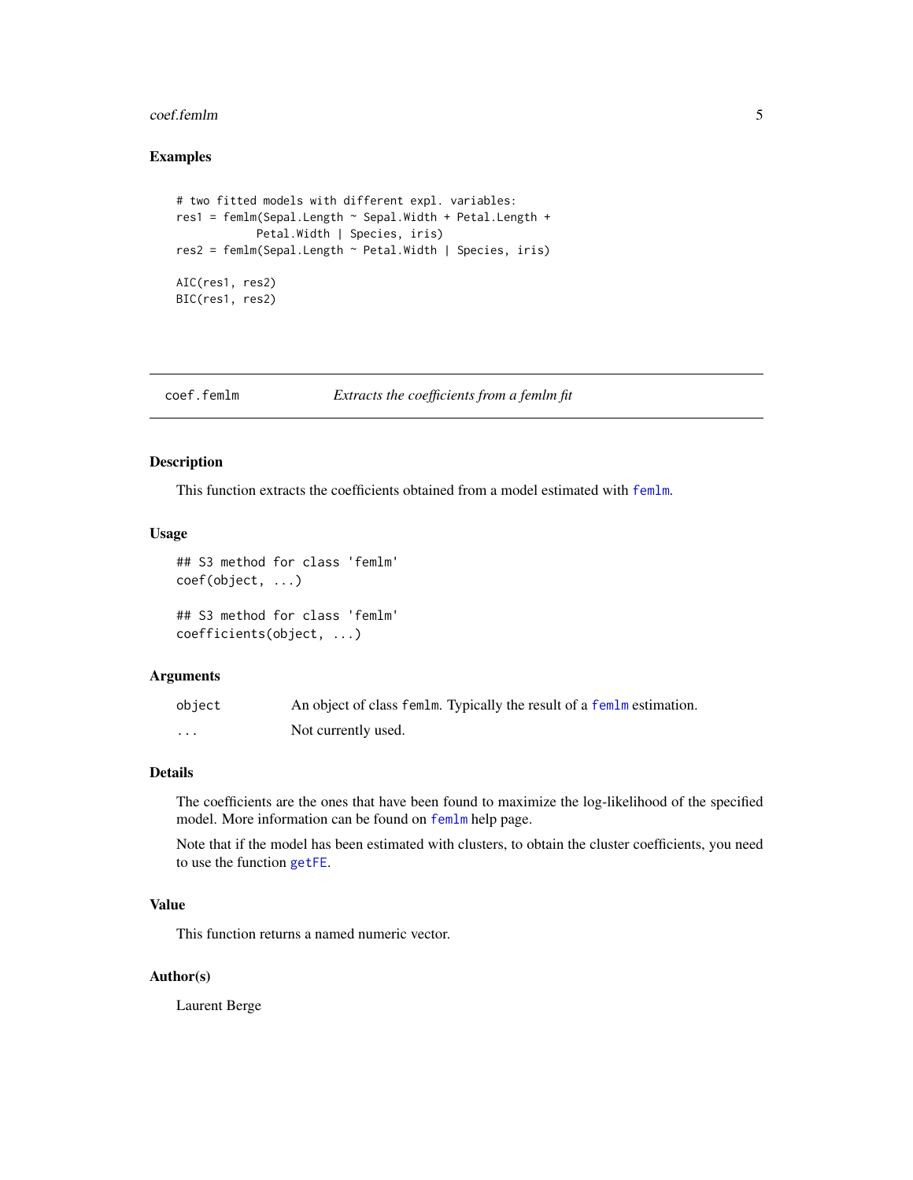### Examples

```
# two fitted models with different expl. variables:
res1 = femlm(Sepal.Length ~ Sepal.Width + Petal.Length +
            Petal.Width | Species, iris)
res2 = femlm(Sepal.Length ~ Petal.Width | Species, iris)

AIC(res1, res2)
BIC(res1, res2)
```

---

## coef.femlm — *Extracts the coefficients from a femlm fit*

---

### Description

This function extracts the coefficients obtained from a model estimated with `femlm`.

### Usage

```
## S3 method for class 'femlm'
coef(object, ...)

## S3 method for class 'femlm'
coefficients(object, ...)
```

### Arguments

| | |
|---|---|
| `object` | An object of class `femlm`. Typically the result of a `femlm` estimation. |
| `...` | Not currently used. |

### Details

The coefficients are the ones that have been found to maximize the log-likelihood of the specified model. More information can be found on `femlm` help page.

Note that if the model has been estimated with clusters, to obtain the cluster coefficients, you need to use the function `getFE`.

### Value

This function returns a named numeric vector.

### Author(s)

Laurent Berge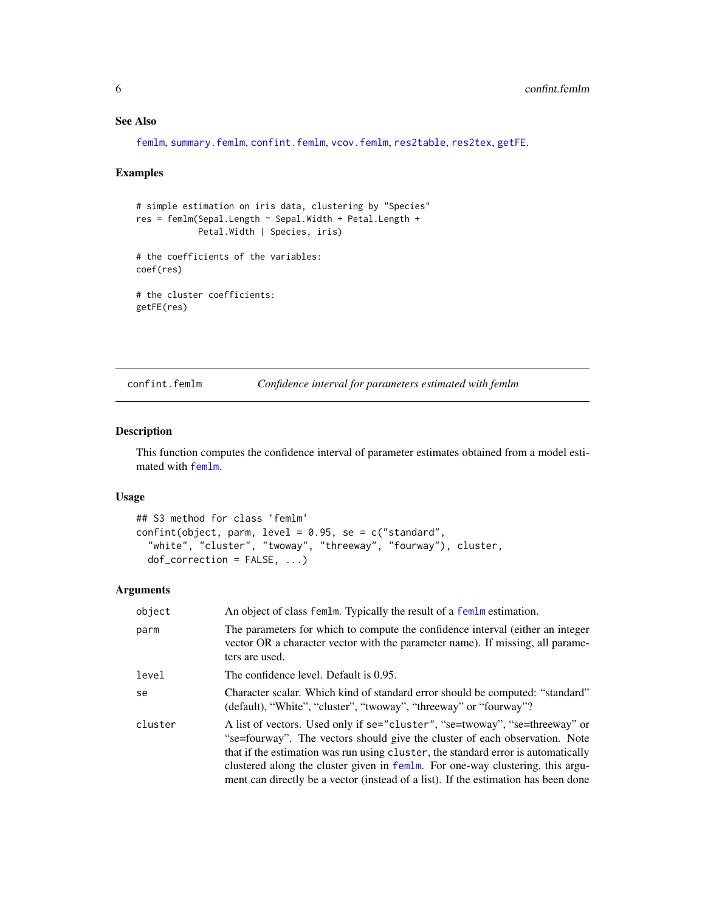### See Also

femlm, summary.femlm, confint.femlm, vcov.femlm, res2table, res2tex, getFE.

### Examples

```
# simple estimation on iris data, clustering by "Species"
res = femlm(Sepal.Length ~ Sepal.Width + Petal.Length +
            Petal.Width | Species, iris)

# the coefficients of the variables:
coef(res)

# the cluster coefficients:
getFE(res)
```

---

## confint.femlm — *Confidence interval for parameters estimated with femlm*

---

### Description

This function computes the confidence interval of parameter estimates obtained from a model estimated with femlm.

### Usage

```
## S3 method for class 'femlm'
confint(object, parm, level = 0.95, se = c("standard",
  "white", "cluster", "twoway", "threeway", "fourway"), cluster,
  dof_correction = FALSE, ...)
```

### Arguments

| | |
|---|---|
| `object` | An object of class `femlm`. Typically the result of a femlm estimation. |
| `parm` | The parameters for which to compute the confidence interval (either an integer vector OR a character vector with the parameter name). If missing, all parameters are used. |
| `level` | The confidence level. Default is 0.95. |
| `se` | Character scalar. Which kind of standard error should be computed: "standard" (default), "White", "cluster", "twoway", "threeway" or "fourway"? |
| `cluster` | A list of vectors. Used only if `se="cluster"`, "se=twoway", "se=threeway" or "se=fourway". The vectors should give the cluster of each observation. Note that if the estimation was run using `cluster`, the standard error is automatically clustered along the cluster given in femlm. For one-way clustering, this argument can directly be a vector (instead of a list). If the estimation has been done |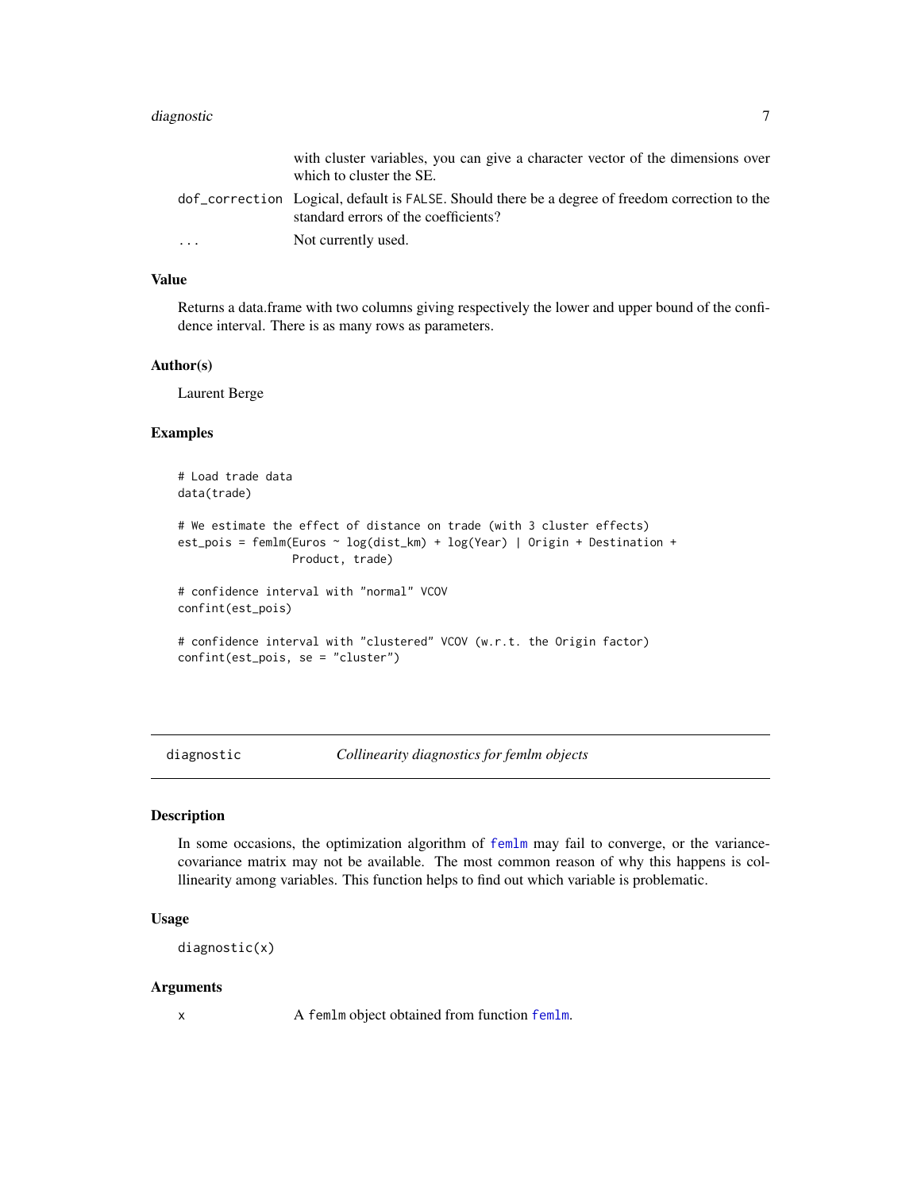| | |
|---|---|
| | with cluster variables, you can give a character vector of the dimensions over which to cluster the SE. |
| dof_correction | Logical, default is FALSE. Should there be a degree of freedom correction to the standard errors of the coefficients? |
| ... | Not currently used. |

### Value

Returns a data.frame with two columns giving respectively the lower and upper bound of the confidence interval. There is as many rows as parameters.

### Author(s)

Laurent Berge

### Examples

```
# Load trade data
data(trade)

# We estimate the effect of distance on trade (with 3 cluster effects)
est_pois = femlm(Euros ~ log(dist_km) + log(Year) | Origin + Destination +
                 Product, trade)

# confidence interval with "normal" VCOV
confint(est_pois)

# confidence interval with "clustered" VCOV (w.r.t. the Origin factor)
confint(est_pois, se = "cluster")
```

---

## diagnostic — *Collinearity diagnostics for femlm objects*

### Description

In some occasions, the optimization algorithm of femlm may fail to converge, or the variance-covariance matrix may not be available. The most common reason of why this happens is collinearity among variables. This function helps to find out which variable is problematic.

### Usage

```
diagnostic(x)
```

### Arguments

| | |
|---|---|
| x | A femlm object obtained from function femlm. |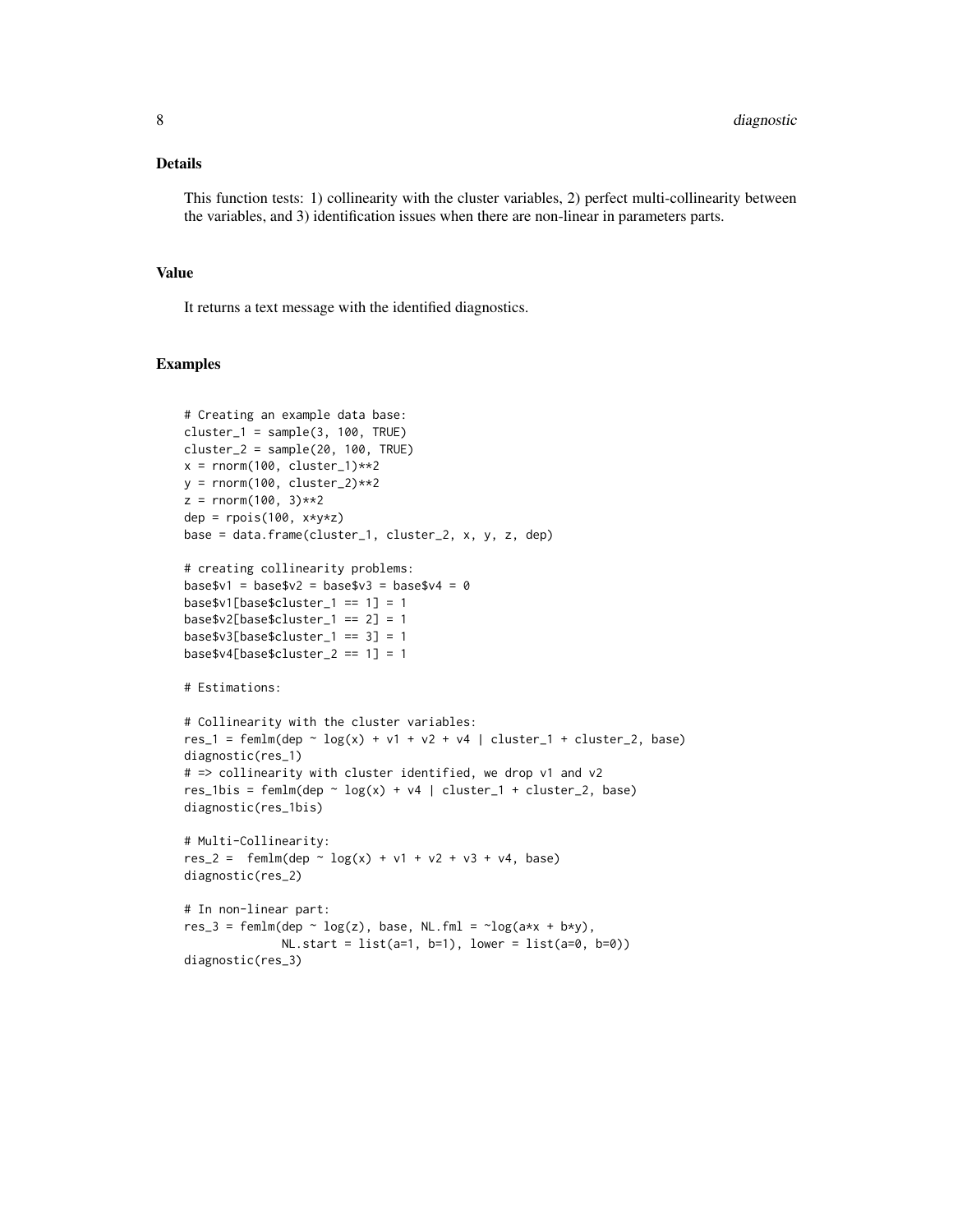### Details

This function tests: 1) collinearity with the cluster variables, 2) perfect multi-collinearity between the variables, and 3) identification issues when there are non-linear in parameters parts.

### Value

It returns a text message with the identified diagnostics.

### Examples

```
# Creating an example data base:
cluster_1 = sample(3, 100, TRUE)
cluster_2 = sample(20, 100, TRUE)
x = rnorm(100, cluster_1)**2
y = rnorm(100, cluster_2)**2
z = rnorm(100, 3)**2
dep = rpois(100, x*y*z)
base = data.frame(cluster_1, cluster_2, x, y, z, dep)

# creating collinearity problems:
base$v1 = base$v2 = base$v3 = base$v4 = 0
base$v1[base$cluster_1 == 1] = 1
base$v2[base$cluster_1 == 2] = 1
base$v3[base$cluster_1 == 3] = 1
base$v4[base$cluster_2 == 1] = 1

# Estimations:

# Collinearity with the cluster variables:
res_1 = femlm(dep ~ log(x) + v1 + v2 + v4 | cluster_1 + cluster_2, base)
diagnostic(res_1)
# => collinearity with cluster identified, we drop v1 and v2
res_1bis = femlm(dep ~ log(x) + v4 | cluster_1 + cluster_2, base)
diagnostic(res_1bis)

# Multi-Collinearity:
res_2 =  femlm(dep ~ log(x) + v1 + v2 + v3 + v4, base)
diagnostic(res_2)

# In non-linear part:
res_3 = femlm(dep ~ log(z), base, NL.fml = ~log(a*x + b*y),
              NL.start = list(a=1, b=1), lower = list(a=0, b=0))
diagnostic(res_3)
```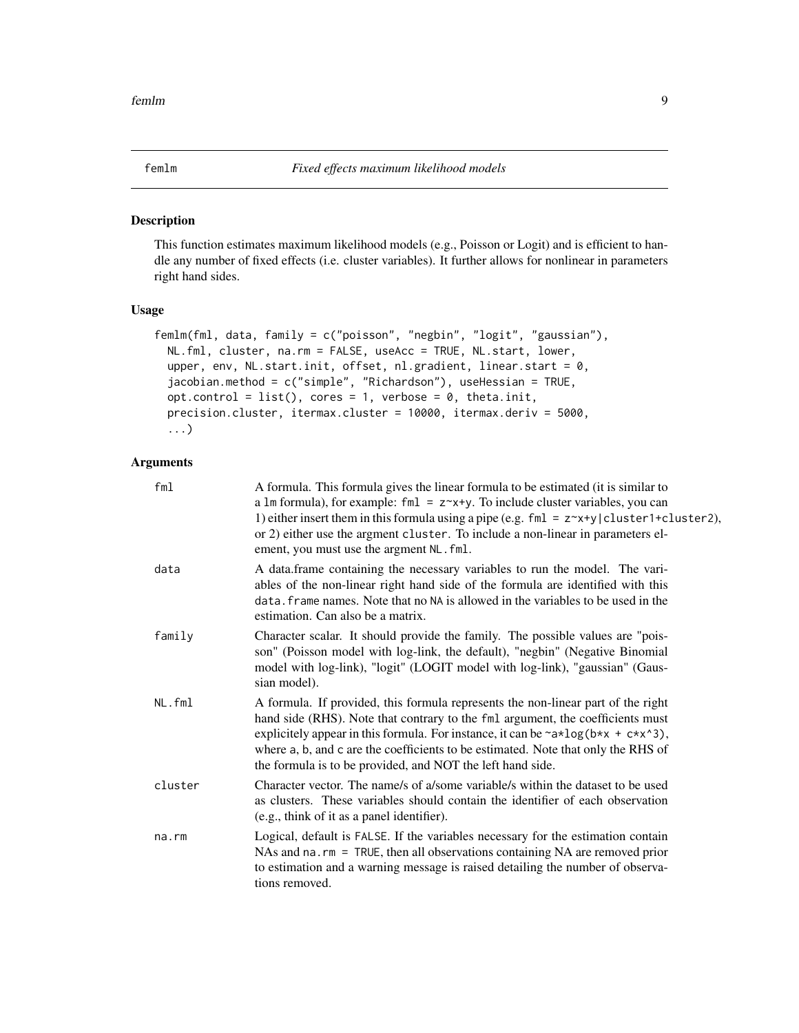# femlm *Fixed effects maximum likelihood models*

## Description

This function estimates maximum likelihood models (e.g., Poisson or Logit) and is efficient to handle any number of fixed effects (i.e. cluster variables). It further allows for nonlinear in parameters right hand sides.

## Usage

```
femlm(fml, data, family = c("poisson", "negbin", "logit", "gaussian"),
  NL.fml, cluster, na.rm = FALSE, useAcc = TRUE, NL.start, lower,
  upper, env, NL.start.init, offset, nl.gradient, linear.start = 0,
  jacobian.method = c("simple", "Richardson"), useHessian = TRUE,
  opt.control = list(), cores = 1, verbose = 0, theta.init,
  precision.cluster, itermax.cluster = 10000, itermax.deriv = 5000,
  ...)
```

## Arguments

| | |
|---|---|
| `fml` | A formula. This formula gives the linear formula to be estimated (it is similar to a `lm` formula), for example: `fml = z~x+y`. To include cluster variables, you can 1) either insert them in this formula using a pipe (e.g. `fml = z~x+y|cluster1+cluster2`), or 2) either use the argment `cluster`. To include a non-linear in parameters element, you must use the argment `NL.fml`. |
| `data` | A data.frame containing the necessary variables to run the model. The variables of the non-linear right hand side of the formula are identified with this `data.frame` names. Note that no `NA` is allowed in the variables to be used in the estimation. Can also be a matrix. |
| `family` | Character scalar. It should provide the family. The possible values are "poisson" (Poisson model with log-link, the default), "negbin" (Negative Binomial model with log-link), "logit" (LOGIT model with log-link), "gaussian" (Gaussian model). |
| `NL.fml` | A formula. If provided, this formula represents the non-linear part of the right hand side (RHS). Note that contrary to the `fml` argument, the coefficients must explicitely appear in this formula. For instance, it can be `~a*log(b*x + c*x^3)`, where `a`, `b`, and `c` are the coefficients to be estimated. Note that only the RHS of the formula is to be provided, and NOT the left hand side. |
| `cluster` | Character vector. The name/s of a/some variable/s within the dataset to be used as clusters. These variables should contain the identifier of each observation (e.g., think of it as a panel identifier). |
| `na.rm` | Logical, default is `FALSE`. If the variables necessary for the estimation contain NAs and `na.rm = TRUE`, then all observations containing NA are removed prior to estimation and a warning message is raised detailing the number of observations removed. |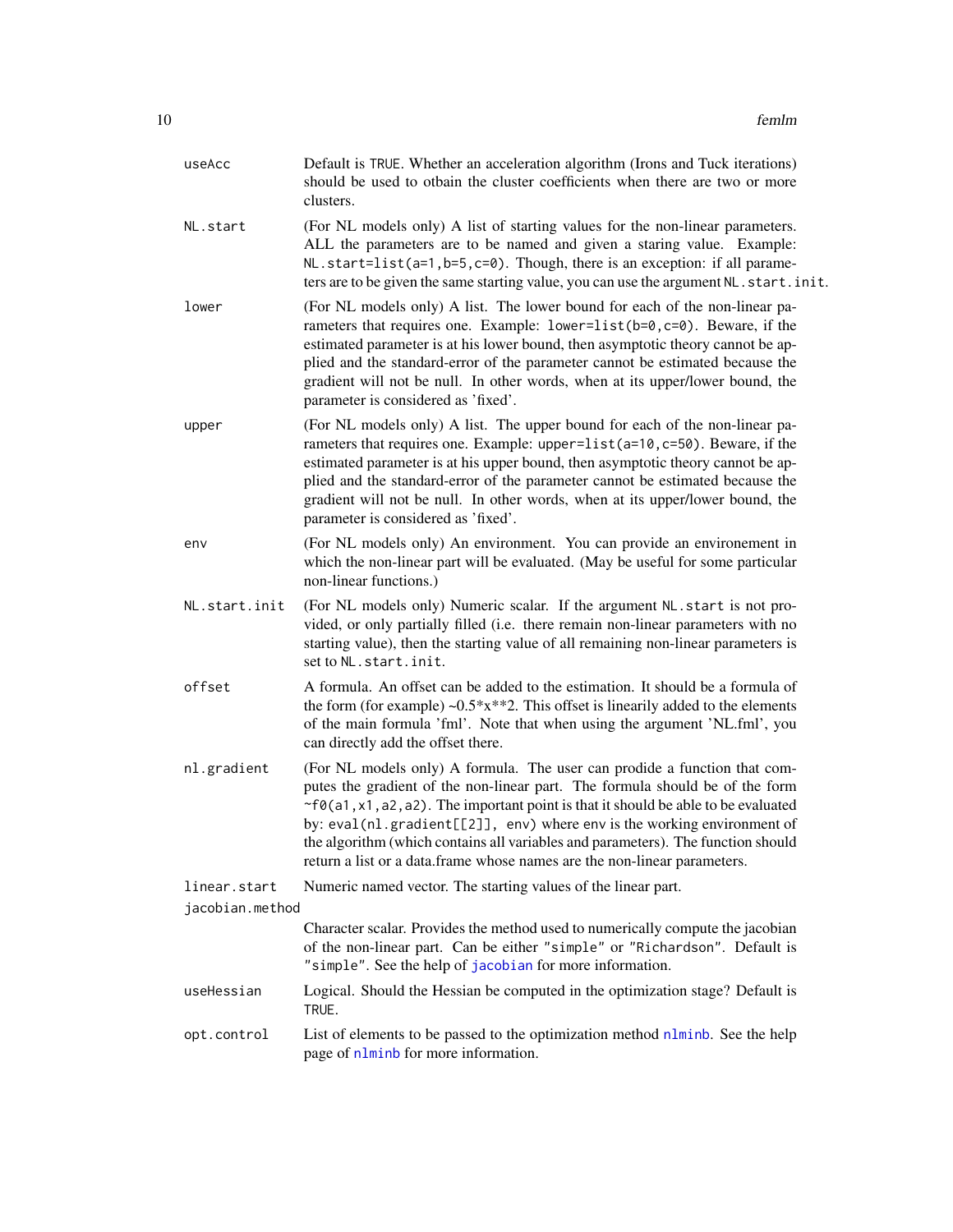useAcc
: Default is `TRUE`. Whether an acceleration algorithm (Irons and Tuck iterations) should be used to otbain the cluster coefficients when there are two or more clusters.

NL.start
: (For NL models only) A list of starting values for the non-linear parameters. ALL the parameters are to be named and given a staring value. Example: `NL.start=list(a=1,b=5,c=0)`. Though, there is an exception: if all parameters are to be given the same starting value, you can use the argument `NL.start.init`.

lower
: (For NL models only) A list. The lower bound for each of the non-linear parameters that requires one. Example: `lower=list(b=0,c=0)`. Beware, if the estimated parameter is at his lower bound, then asymptotic theory cannot be applied and the standard-error of the parameter cannot be estimated because the gradient will not be null. In other words, when at its upper/lower bound, the parameter is considered as 'fixed'.

upper
: (For NL models only) A list. The upper bound for each of the non-linear parameters that requires one. Example: `upper=list(a=10,c=50)`. Beware, if the estimated parameter is at his upper bound, then asymptotic theory cannot be applied and the standard-error of the parameter cannot be estimated because the gradient will not be null. In other words, when at its upper/lower bound, the parameter is considered as 'fixed'.

env
: (For NL models only) An environment. You can provide an environement in which the non-linear part will be evaluated. (May be useful for some particular non-linear functions.)

NL.start.init
: (For NL models only) Numeric scalar. If the argument `NL.start` is not provided, or only partially filled (i.e. there remain non-linear parameters with no starting value), then the starting value of all remaining non-linear parameters is set to `NL.start.init`.

offset
: A formula. An offset can be added to the estimation. It should be a formula of the form (for example) ~0.5*x**2. This offset is linearily added to the elements of the main formula 'fml'. Note that when using the argument 'NL.fml', you can directly add the offset there.

nl.gradient
: (For NL models only) A formula. The user can prodide a function that computes the gradient of the non-linear part. The formula should be of the form `~f0(a1,x1,a2,a2)`. The important point is that it should be able to be evaluated by: `eval(nl.gradient[[2]], env)` where `env` is the working environment of the algorithm (which contains all variables and parameters). The function should return a list or a data.frame whose names are the non-linear parameters.

linear.start
: Numeric named vector. The starting values of the linear part.

jacobian.method
: Character scalar. Provides the method used to numerically compute the jacobian of the non-linear part. Can be either `"simple"` or `"Richardson"`. Default is `"simple"`. See the help of `jacobian` for more information.

useHessian
: Logical. Should the Hessian be computed in the optimization stage? Default is `TRUE`.

opt.control
: List of elements to be passed to the optimization method `nlminb`. See the help page of `nlminb` for more information.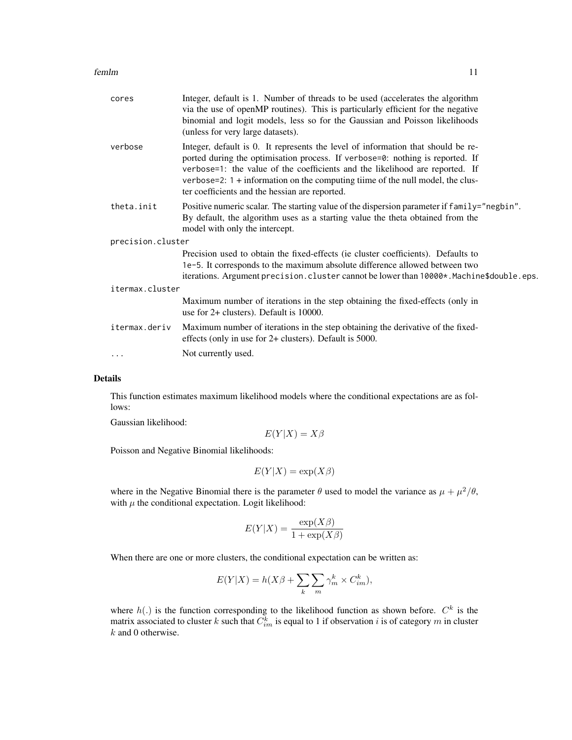| | |
|---|---|
| `cores` | Integer, default is 1. Number of threads to be used (accelerates the algorithm via the use of openMP routines). This is particularly efficient for the negative binomial and logit models, less so for the Gaussian and Poisson likelihoods (unless for very large datasets). |
| `verbose` | Integer, default is 0. It represents the level of information that should be reported during the optimisation process. If `verbose=0`: nothing is reported. If `verbose=1`: the value of the coefficients and the likelihood are reported. If `verbose=2`: `1` + information on the computing tiime of the null model, the cluster coefficients and the hessian are reported. |
| `theta.init` | Positive numeric scalar. The starting value of the dispersion parameter if `family="negbin"`. By default, the algorithm uses as a starting value the theta obtained from the model with only the intercept. |
| `precision.cluster` | Precision used to obtain the fixed-effects (ie cluster coefficients). Defaults to `1e-5`. It corresponds to the maximum absolute difference allowed between two iterations. Argument `precision.cluster` cannot be lower than `10000*.Machine$double.eps`. |
| `itermax.cluster` | Maximum number of iterations in the step obtaining the fixed-effects (only in use for 2+ clusters). Default is 10000. |
| `itermax.deriv` | Maximum number of iterations in the step obtaining the derivative of the fixed-effects (only in use for 2+ clusters). Default is 5000. |
| `...` | Not currently used. |

## Details

This function estimates maximum likelihood models where the conditional expectations are as follows:

Gaussian likelihood:

$$E(Y|X) = X\beta$$

Poisson and Negative Binomial likelihoods:

$$E(Y|X) = \exp(X\beta)$$

where in the Negative Binomial there is the parameter $\theta$ used to model the variance as $\mu + \mu^2/\theta$, with $\mu$ the conditional expectation. Logit likelihood:

$$E(Y|X) = \frac{\exp(X\beta)}{1 + \exp(X\beta)}$$

When there are one or more clusters, the conditional expectation can be written as:

$$E(Y|X) = h(X\beta + \sum_k \sum_m \gamma_m^k \times C_{im}^k),$$

where $h(.)$ is the function corresponding to the likelihood function as shown before. $C^k$ is the matrix associated to cluster $k$ such that $C_{im}^k$ is equal to 1 if observation $i$ is of category $m$ in cluster $k$ and 0 otherwise.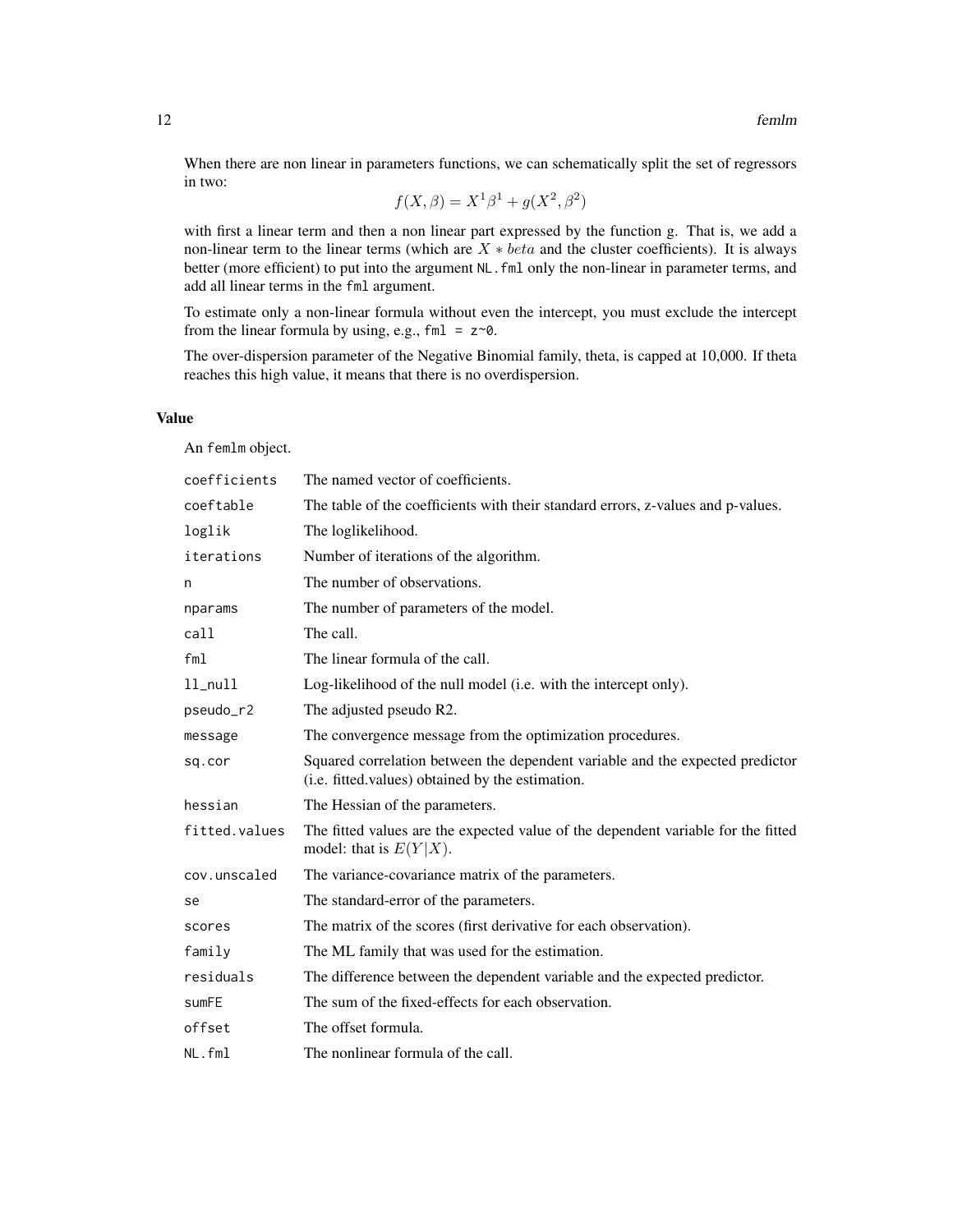When there are non linear in parameters functions, we can schematically split the set of regressors in two:

$$f(X, \beta) = X^1\beta^1 + g(X^2, \beta^2)$$

with first a linear term and then a non linear part expressed by the function g. That is, we add a non-linear term to the linear terms (which are $X * beta$ and the cluster coefficients). It is always better (more efficient) to put into the argument `NL.fml` only the non-linear in parameter terms, and add all linear terms in the `fml` argument.

To estimate only a non-linear formula without even the intercept, you must exclude the intercept from the linear formula by using, e.g., `fml = z~0`.

The over-dispersion parameter of the Negative Binomial family, theta, is capped at 10,000. If theta reaches this high value, it means that there is no overdispersion.

### Value

An `femlm` object.

| | |
|---|---|
| `coefficients` | The named vector of coefficients. |
| `coeftable` | The table of the coefficients with their standard errors, z-values and p-values. |
| `loglik` | The loglikelihood. |
| `iterations` | Number of iterations of the algorithm. |
| `n` | The number of observations. |
| `nparams` | The number of parameters of the model. |
| `call` | The call. |
| `fml` | The linear formula of the call. |
| `ll_null` | Log-likelihood of the null model (i.e. with the intercept only). |
| `pseudo_r2` | The adjusted pseudo R2. |
| `message` | The convergence message from the optimization procedures. |
| `sq.cor` | Squared correlation between the dependent variable and the expected predictor (i.e. fitted.values) obtained by the estimation. |
| `hessian` | The Hessian of the parameters. |
| `fitted.values` | The fitted values are the expected value of the dependent variable for the fitted model: that is $E(Y\|X)$. |
| `cov.unscaled` | The variance-covariance matrix of the parameters. |
| `se` | The standard-error of the parameters. |
| `scores` | The matrix of the scores (first derivative for each observation). |
| `family` | The ML family that was used for the estimation. |
| `residuals` | The difference between the dependent variable and the expected predictor. |
| `sumFE` | The sum of the fixed-effects for each observation. |
| `offset` | The offset formula. |
| `NL.fml` | The nonlinear formula of the call. |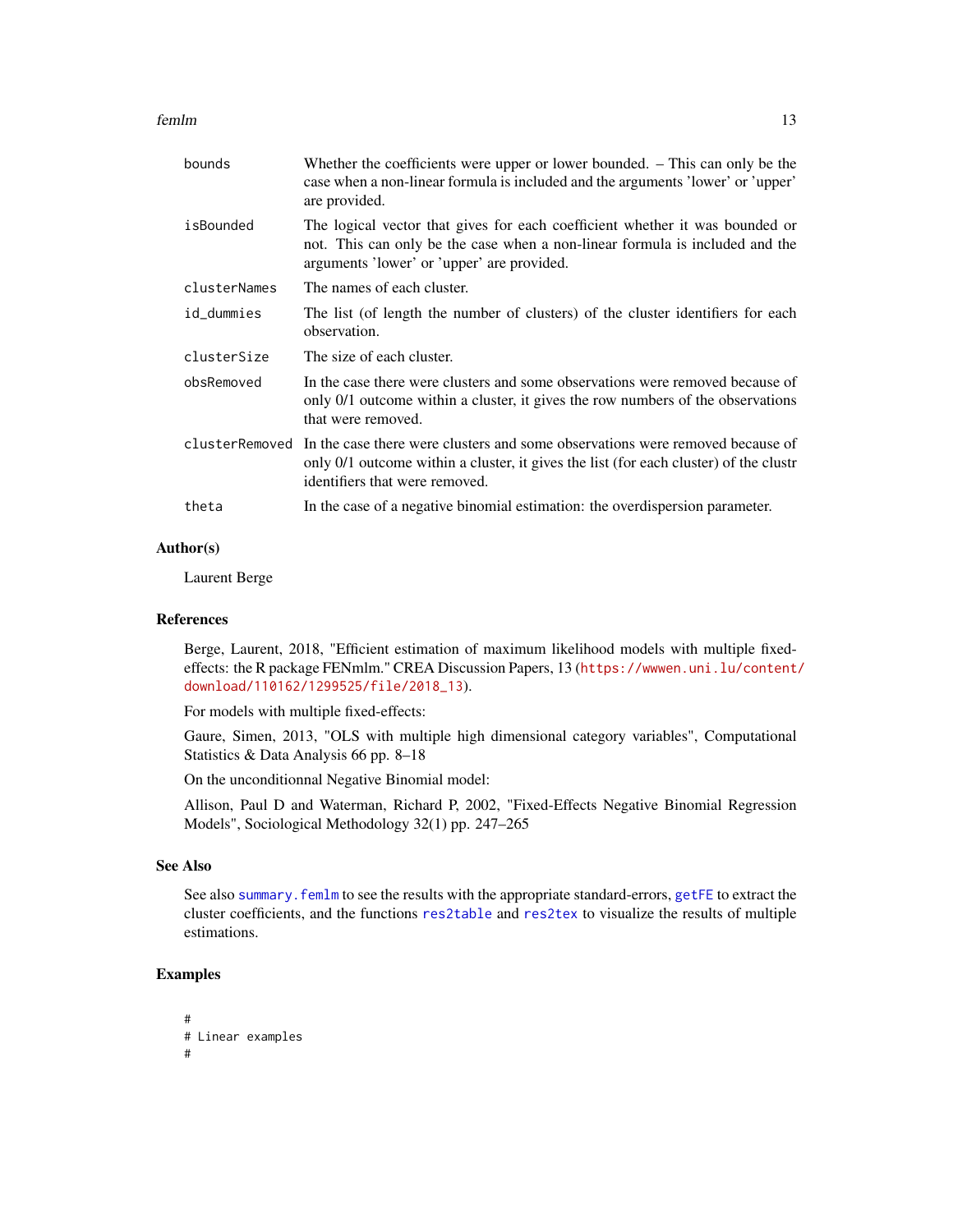| | |
|---|---|
| bounds | Whether the coefficients were upper or lower bounded. – This can only be the case when a non-linear formula is included and the arguments 'lower' or 'upper' are provided. |
| isBounded | The logical vector that gives for each coefficient whether it was bounded or not. This can only be the case when a non-linear formula is included and the arguments 'lower' or 'upper' are provided. |
| clusterNames | The names of each cluster. |
| id_dummies | The list (of length the number of clusters) of the cluster identifiers for each observation. |
| clusterSize | The size of each cluster. |
| obsRemoved | In the case there were clusters and some observations were removed because of only 0/1 outcome within a cluster, it gives the row numbers of the observations that were removed. |
| clusterRemoved | In the case there were clusters and some observations were removed because of only 0/1 outcome within a cluster, it gives the list (for each cluster) of the clustr identifiers that were removed. |
| theta | In the case of a negative binomial estimation: the overdispersion parameter. |

## Author(s)

Laurent Berge

## References

Berge, Laurent, 2018, "Efficient estimation of maximum likelihood models with multiple fixed-effects: the R package FENmlm." CREA Discussion Papers, 13 (https://wwwen.uni.lu/content/download/110162/1299525/file/2018_13).

For models with multiple fixed-effects:

Gaure, Simen, 2013, "OLS with multiple high dimensional category variables", Computational Statistics & Data Analysis 66 pp. 8–18

On the unconditionnal Negative Binomial model:

Allison, Paul D and Waterman, Richard P, 2002, "Fixed-Effects Negative Binomial Regression Models", Sociological Methodology 32(1) pp. 247–265

## See Also

See also summary.femlm to see the results with the appropriate standard-errors, getFE to extract the cluster coefficients, and the functions res2table and res2tex to visualize the results of multiple estimations.

## Examples

```
#
# Linear examples
#
```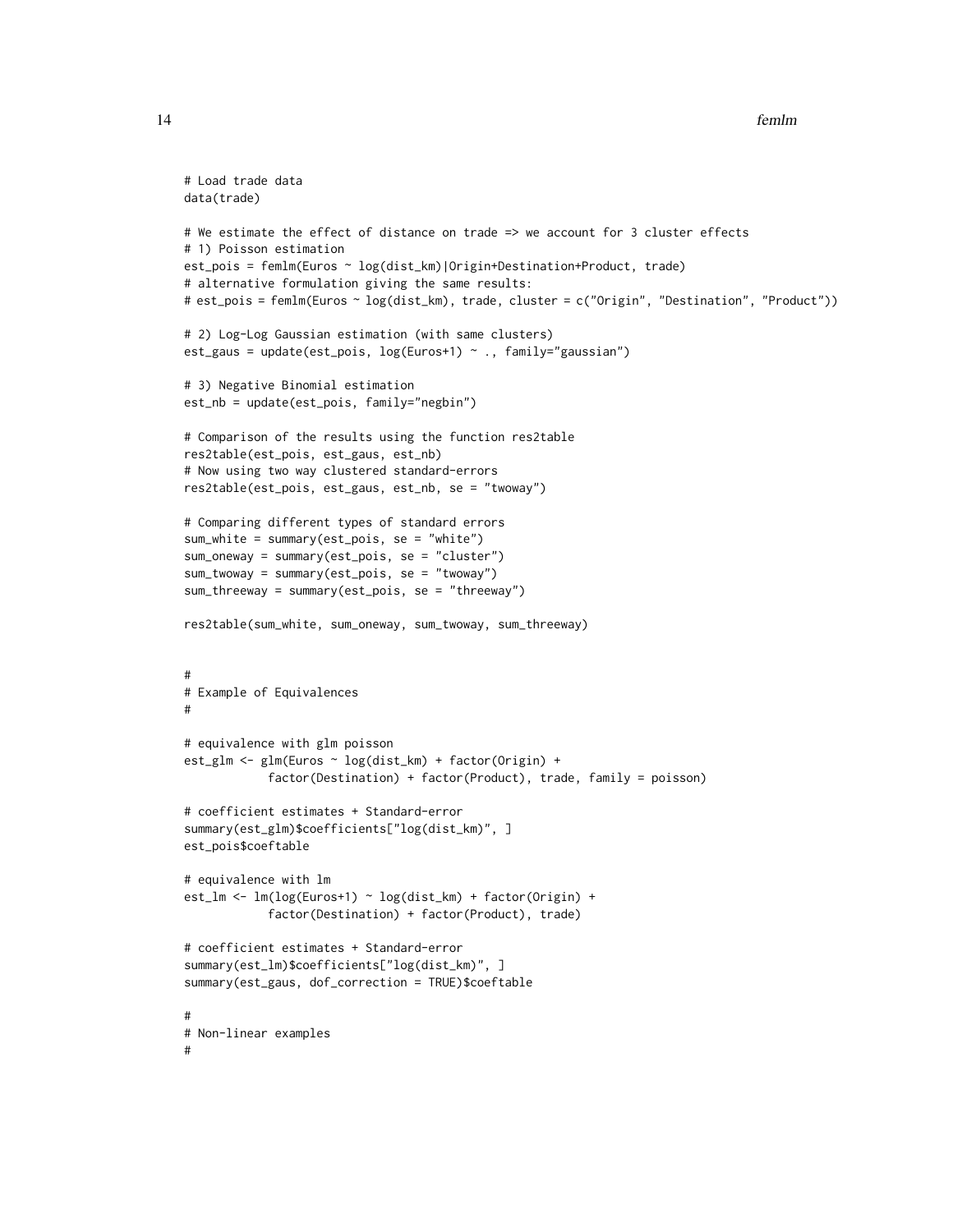```
# Load trade data
data(trade)

# We estimate the effect of distance on trade => we account for 3 cluster effects
# 1) Poisson estimation
est_pois = femlm(Euros ~ log(dist_km)|Origin+Destination+Product, trade)
# alternative formulation giving the same results:
# est_pois = femlm(Euros ~ log(dist_km), trade, cluster = c("Origin", "Destination", "Product"))

# 2) Log-Log Gaussian estimation (with same clusters)
est_gaus = update(est_pois, log(Euros+1) ~ ., family="gaussian")

# 3) Negative Binomial estimation
est_nb = update(est_pois, family="negbin")

# Comparison of the results using the function res2table
res2table(est_pois, est_gaus, est_nb)
# Now using two way clustered standard-errors
res2table(est_pois, est_gaus, est_nb, se = "twoway")

# Comparing different types of standard errors
sum_white = summary(est_pois, se = "white")
sum_oneway = summary(est_pois, se = "cluster")
sum_twoway = summary(est_pois, se = "twoway")
sum_threeway = summary(est_pois, se = "threeway")

res2table(sum_white, sum_oneway, sum_twoway, sum_threeway)


#
# Example of Equivalences
#

# equivalence with glm poisson
est_glm <- glm(Euros ~ log(dist_km) + factor(Origin) +
            factor(Destination) + factor(Product), trade, family = poisson)

# coefficient estimates + Standard-error
summary(est_glm)$coefficients["log(dist_km)", ]
est_pois$coeftable

# equivalence with lm
est_lm <- lm(log(Euros+1) ~ log(dist_km) + factor(Origin) +
            factor(Destination) + factor(Product), trade)

# coefficient estimates + Standard-error
summary(est_lm)$coefficients["log(dist_km)", ]
summary(est_gaus, dof_correction = TRUE)$coeftable

#
# Non-linear examples
#
```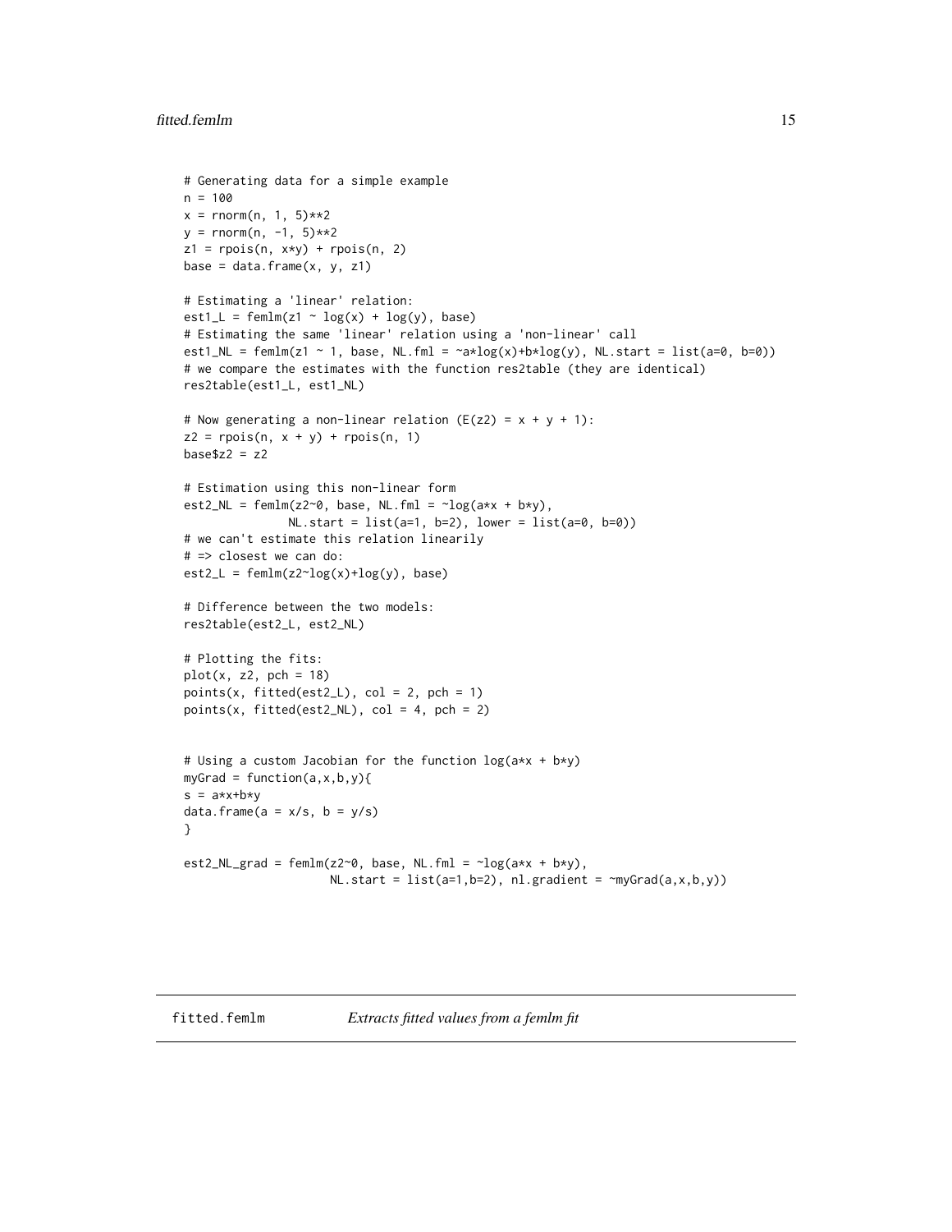```
# Generating data for a simple example
n = 100
x = rnorm(n, 1, 5)**2
y = rnorm(n, -1, 5)**2
z1 = rpois(n, x*y) + rpois(n, 2)
base = data.frame(x, y, z1)

# Estimating a 'linear' relation:
est1_L = femlm(z1 ~ log(x) + log(y), base)
# Estimating the same 'linear' relation using a 'non-linear' call
est1_NL = femlm(z1 ~ 1, base, NL.fml = ~a*log(x)+b*log(y), NL.start = list(a=0, b=0))
# we compare the estimates with the function res2table (they are identical)
res2table(est1_L, est1_NL)

# Now generating a non-linear relation (E(z2) = x + y + 1):
z2 = rpois(n, x + y) + rpois(n, 1)
base$z2 = z2

# Estimation using this non-linear form
est2_NL = femlm(z2~0, base, NL.fml = ~log(a*x + b*y),
               NL.start = list(a=1, b=2), lower = list(a=0, b=0))
# we can't estimate this relation linearily
# => closest we can do:
est2_L = femlm(z2~log(x)+log(y), base)

# Difference between the two models:
res2table(est2_L, est2_NL)

# Plotting the fits:
plot(x, z2, pch = 18)
points(x, fitted(est2_L), col = 2, pch = 1)
points(x, fitted(est2_NL), col = 4, pch = 2)


# Using a custom Jacobian for the function log(a*x + b*y)
myGrad = function(a,x,b,y){
s = a*x+b*y
data.frame(a = x/s, b = y/s)
}

est2_NL_grad = femlm(z2~0, base, NL.fml = ~log(a*x + b*y),
                     NL.start = list(a=1,b=2), nl.gradient = ~myGrad(a,x,b,y))
```

## fitted.femlm    *Extracts fitted values from a femlm fit*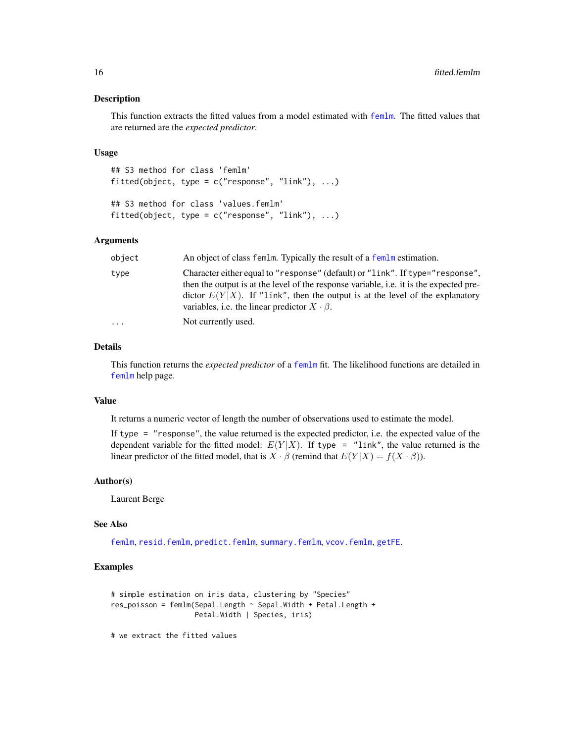## Description

This function extracts the fitted values from a model estimated with femlm. The fitted values that are returned are the *expected predictor*.

## Usage

```
## S3 method for class 'femlm'
fitted(object, type = c("response", "link"), ...)

## S3 method for class 'values.femlm'
fitted(object, type = c("response", "link"), ...)
```

## Arguments

| | |
|---|---|
| `object` | An object of class `femlm`. Typically the result of a femlm estimation. |
| `type` | Character either equal to `"response"` (default) or `"link"`. If `type="response"`, then the output is at the level of the response variable, i.e. it is the expected predictor $E(Y\|X)$. If `"link"`, then the output is at the level of the explanatory variables, i.e. the linear predictor $X \cdot \beta$. |
| `...` | Not currently used. |

## Details

This function returns the *expected predictor* of a femlm fit. The likelihood functions are detailed in femlm help page.

## Value

It returns a numeric vector of length the number of observations used to estimate the model.

If `type = "response"`, the value returned is the expected predictor, i.e. the expected value of the dependent variable for the fitted model: $E(Y|X)$. If `type = "link"`, the value returned is the linear predictor of the fitted model, that is $X \cdot \beta$ (remind that $E(Y|X) = f(X \cdot \beta)$).

## Author(s)

Laurent Berge

## See Also

femlm, resid.femlm, predict.femlm, summary.femlm, vcov.femlm, getFE.

## Examples

```
# simple estimation on iris data, clustering by "Species"
res_poisson = femlm(Sepal.Length ~ Sepal.Width + Petal.Length +
                    Petal.Width | Species, iris)

# we extract the fitted values
```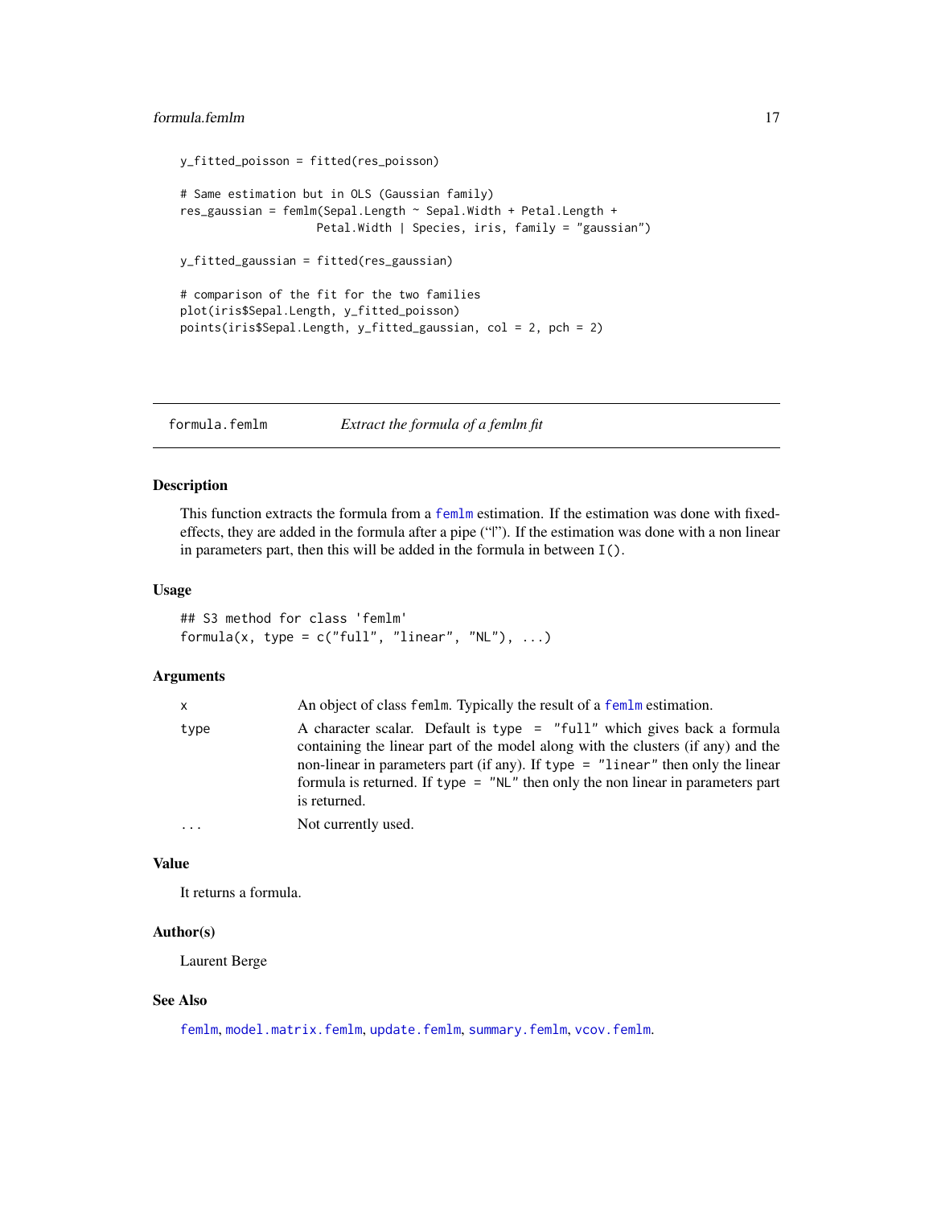```
y_fitted_poisson = fitted(res_poisson)

# Same estimation but in OLS (Gaussian family)
res_gaussian = femlm(Sepal.Length ~ Sepal.Width + Petal.Length +
                    Petal.Width | Species, iris, family = "gaussian")

y_fitted_gaussian = fitted(res_gaussian)

# comparison of the fit for the two families
plot(iris$Sepal.Length, y_fitted_poisson)
points(iris$Sepal.Length, y_fitted_gaussian, col = 2, pch = 2)
```

---

## formula.femlm — *Extract the formula of a femlm fit*

### Description

This function extracts the formula from a `femlm` estimation. If the estimation was done with fixed-effects, they are added in the formula after a pipe ("|"). If the estimation was done with a non linear in parameters part, then this will be added in the formula in between `I()`.

### Usage

```
## S3 method for class 'femlm'
formula(x, type = c("full", "linear", "NL"), ...)
```

### Arguments

| | |
|---|---|
| `x` | An object of class `femlm`. Typically the result of a `femlm` estimation. |
| `type` | A character scalar. Default is `type = "full"` which gives back a formula containing the linear part of the model along with the clusters (if any) and the non-linear in parameters part (if any). If `type = "linear"` then only the linear formula is returned. If `type = "NL"` then only the non linear in parameters part is returned. |
| `...` | Not currently used. |

### Value

It returns a formula.

### Author(s)

Laurent Berge

### See Also

`femlm`, `model.matrix.femlm`, `update.femlm`, `summary.femlm`, `vcov.femlm`.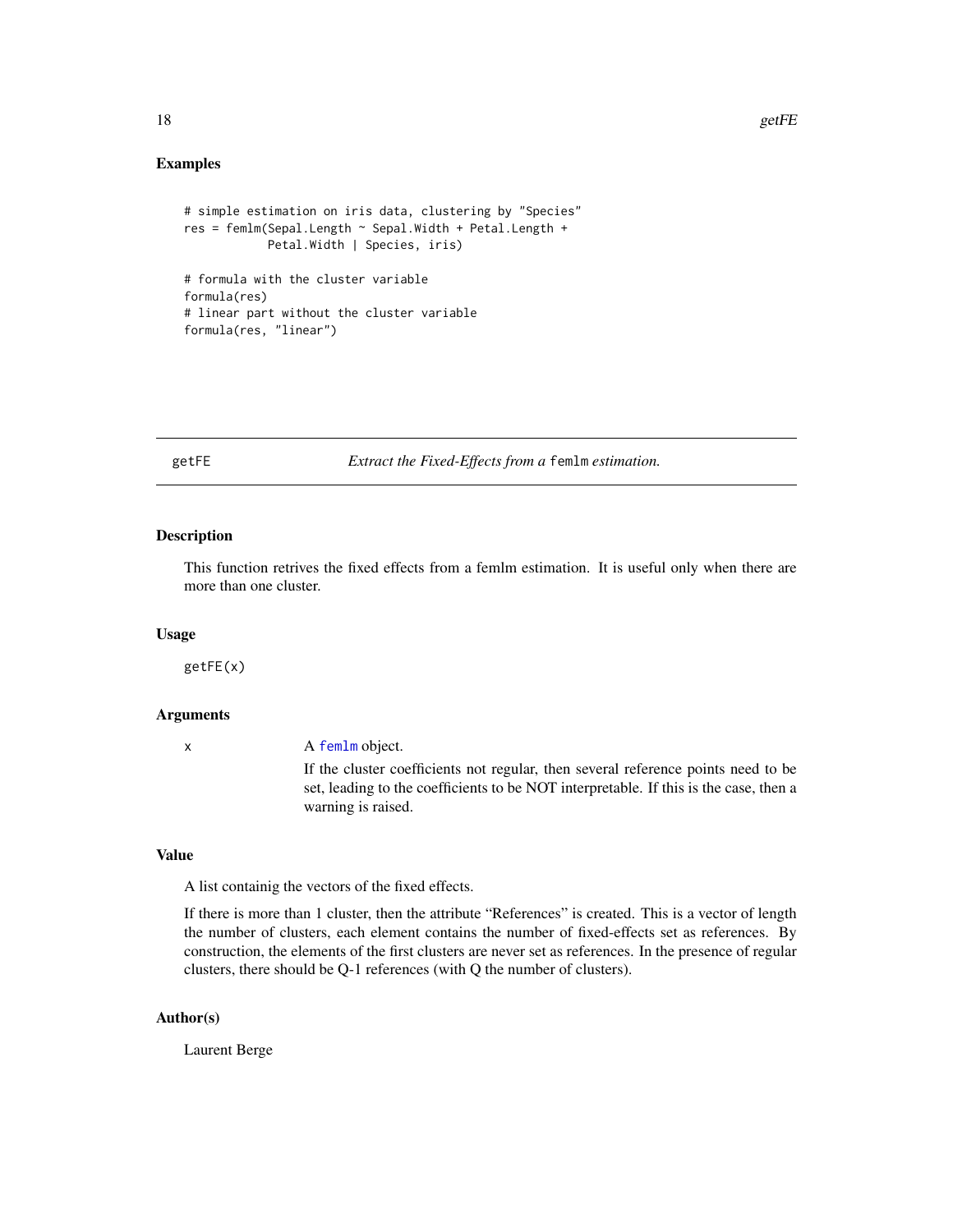## Examples

```
# simple estimation on iris data, clustering by "Species"
res = femlm(Sepal.Length ~ Sepal.Width + Petal.Length +
            Petal.Width | Species, iris)

# formula with the cluster variable
formula(res)
# linear part without the cluster variable
formula(res, "linear")
```

---

# getFE — *Extract the Fixed-Effects from a* `femlm` *estimation.*

---

## Description

This function retrives the fixed effects from a femlm estimation. It is useful only when there are more than one cluster.

## Usage

```
getFE(x)
```

## Arguments

| | |
|---|---|
| x | A `femlm` object. <br> If the cluster coefficients not regular, then several reference points need to be set, leading to the coefficients to be NOT interpretable. If this is the case, then a warning is raised. |

## Value

A list containig the vectors of the fixed effects.

If there is more than 1 cluster, then the attribute "References" is created. This is a vector of length the number of clusters, each element contains the number of fixed-effects set as references. By construction, the elements of the first clusters are never set as references. In the presence of regular clusters, there should be Q-1 references (with Q the number of clusters).

## Author(s)

Laurent Berge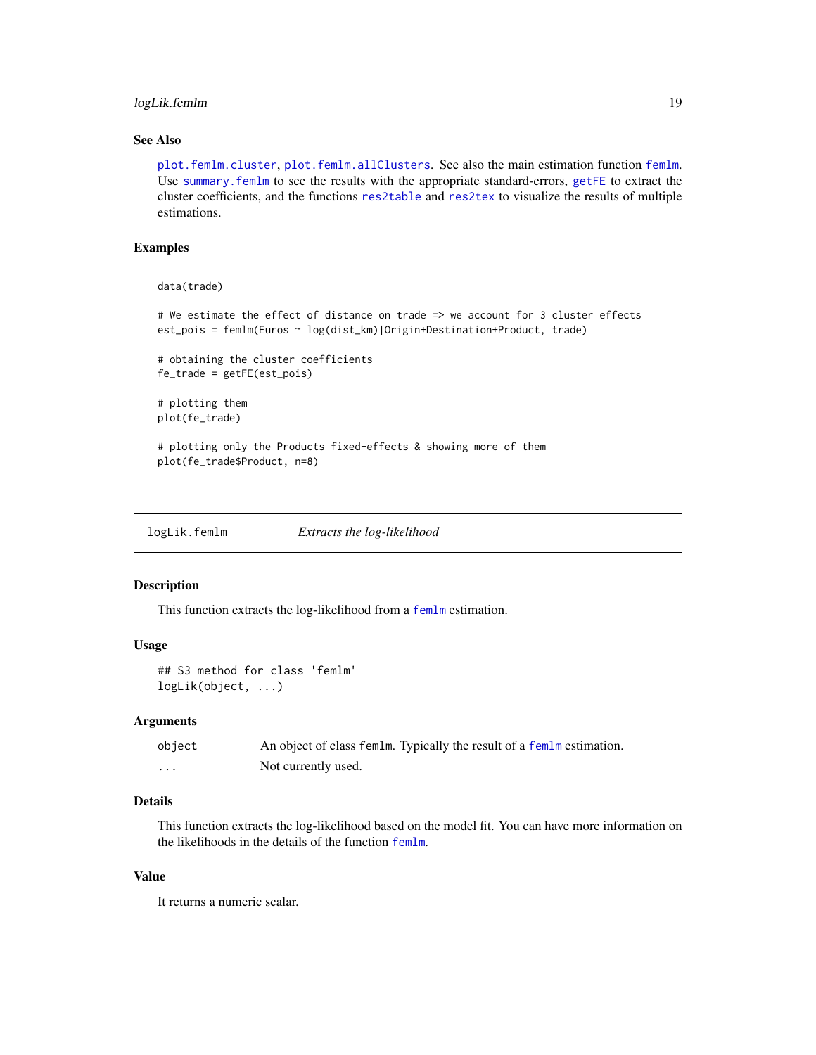### See Also

plot.femlm.cluster, plot.femlm.allClusters. See also the main estimation function femlm. Use summary.femlm to see the results with the appropriate standard-errors, getFE to extract the cluster coefficients, and the functions res2table and res2tex to visualize the results of multiple estimations.

### Examples

```
data(trade)

# We estimate the effect of distance on trade => we account for 3 cluster effects
est_pois = femlm(Euros ~ log(dist_km)|Origin+Destination+Product, trade)

# obtaining the cluster coefficients
fe_trade = getFE(est_pois)

# plotting them
plot(fe_trade)

# plotting only the Products fixed-effects & showing more of them
plot(fe_trade$Product, n=8)
```

---

## logLik.femlm *Extracts the log-likelihood*

### Description

This function extracts the log-likelihood from a femlm estimation.

### Usage

```
## S3 method for class 'femlm'
logLik(object, ...)
```

### Arguments

| | |
|---|---|
| object | An object of class femlm. Typically the result of a femlm estimation. |
| ... | Not currently used. |

### Details

This function extracts the log-likelihood based on the model fit. You can have more information on the likelihoods in the details of the function femlm.

### Value

It returns a numeric scalar.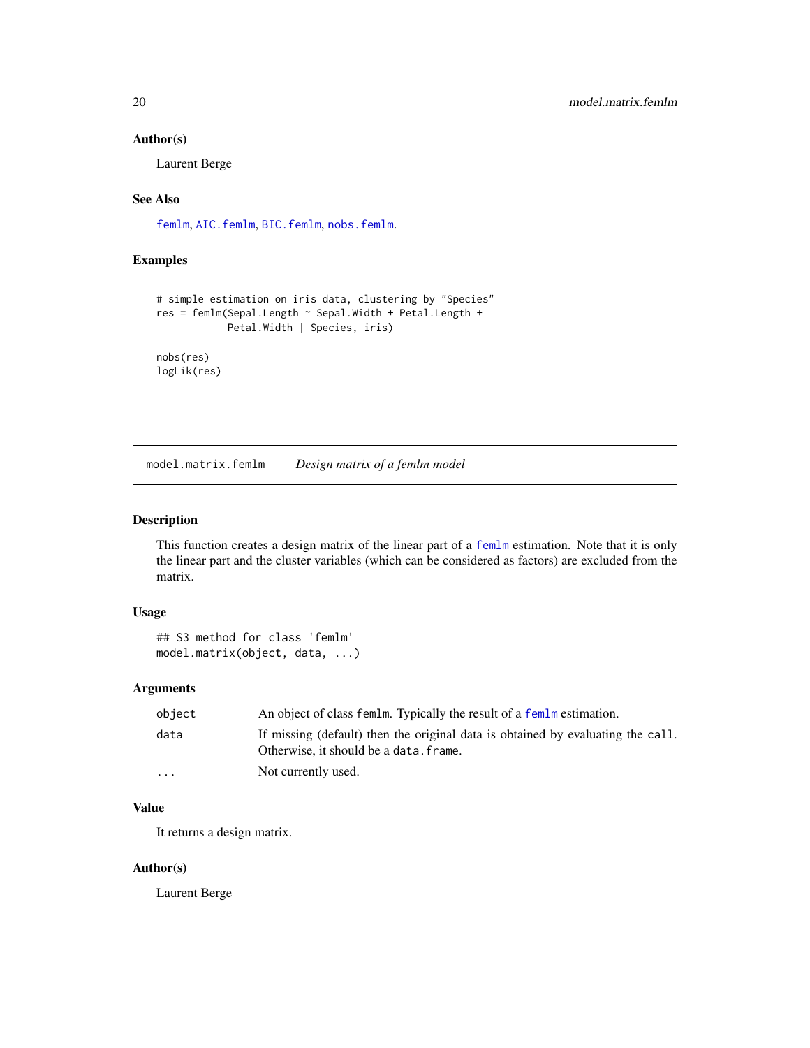### Author(s)

Laurent Berge

### See Also

femlm, AIC.femlm, BIC.femlm, nobs.femlm.

### Examples

```
# simple estimation on iris data, clustering by "Species"
res = femlm(Sepal.Length ~ Sepal.Width + Petal.Length +
            Petal.Width | Species, iris)

nobs(res)
logLik(res)
```

---

## model.matrix.femlm — *Design matrix of a femlm model*

### Description

This function creates a design matrix of the linear part of a femlm estimation. Note that it is only the linear part and the cluster variables (which can be considered as factors) are excluded from the matrix.

### Usage

```
## S3 method for class 'femlm'
model.matrix(object, data, ...)
```

### Arguments

| | |
|---|---|
| object | An object of class femlm. Typically the result of a femlm estimation. |
| data | If missing (default) then the original data is obtained by evaluating the call. Otherwise, it should be a data.frame. |
| ... | Not currently used. |

### Value

It returns a design matrix.

### Author(s)

Laurent Berge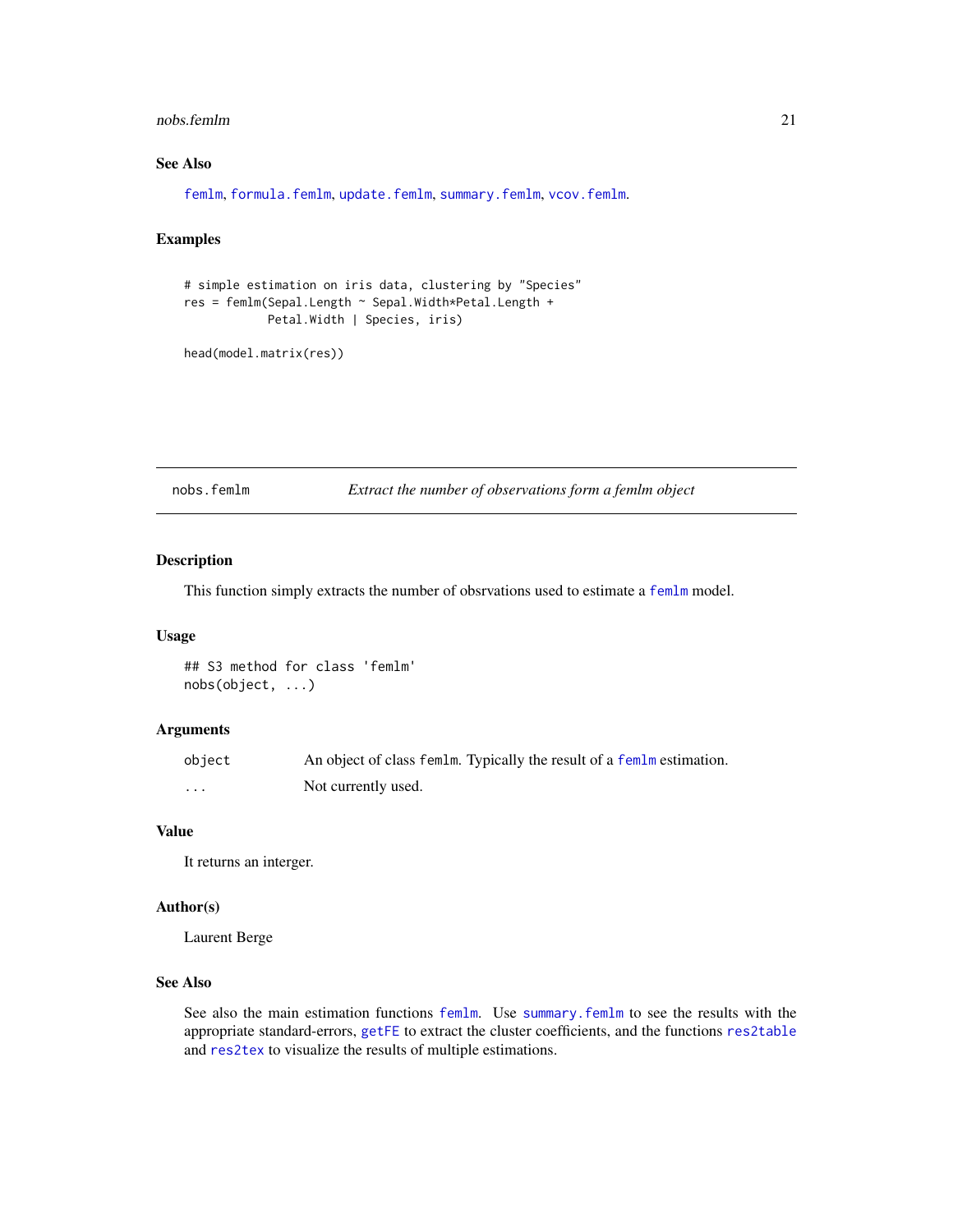### See Also

femlm, formula.femlm, update.femlm, summary.femlm, vcov.femlm.

### Examples

```
# simple estimation on iris data, clustering by "Species"
res = femlm(Sepal.Length ~ Sepal.Width*Petal.Length +
            Petal.Width | Species, iris)

head(model.matrix(res))
```

---

## nobs.femlm — *Extract the number of observations form a femlm object*

---

### Description

This function simply extracts the number of obsrvations used to estimate a femlm model.

### Usage

```
## S3 method for class 'femlm'
nobs(object, ...)
```

### Arguments

| | |
|---|---|
| object | An object of class femlm. Typically the result of a femlm estimation. |
| ... | Not currently used. |

### Value

It returns an interger.

### Author(s)

Laurent Berge

### See Also

See also the main estimation functions femlm. Use summary.femlm to see the results with the appropriate standard-errors, getFE to extract the cluster coefficients, and the functions res2table and res2tex to visualize the results of multiple estimations.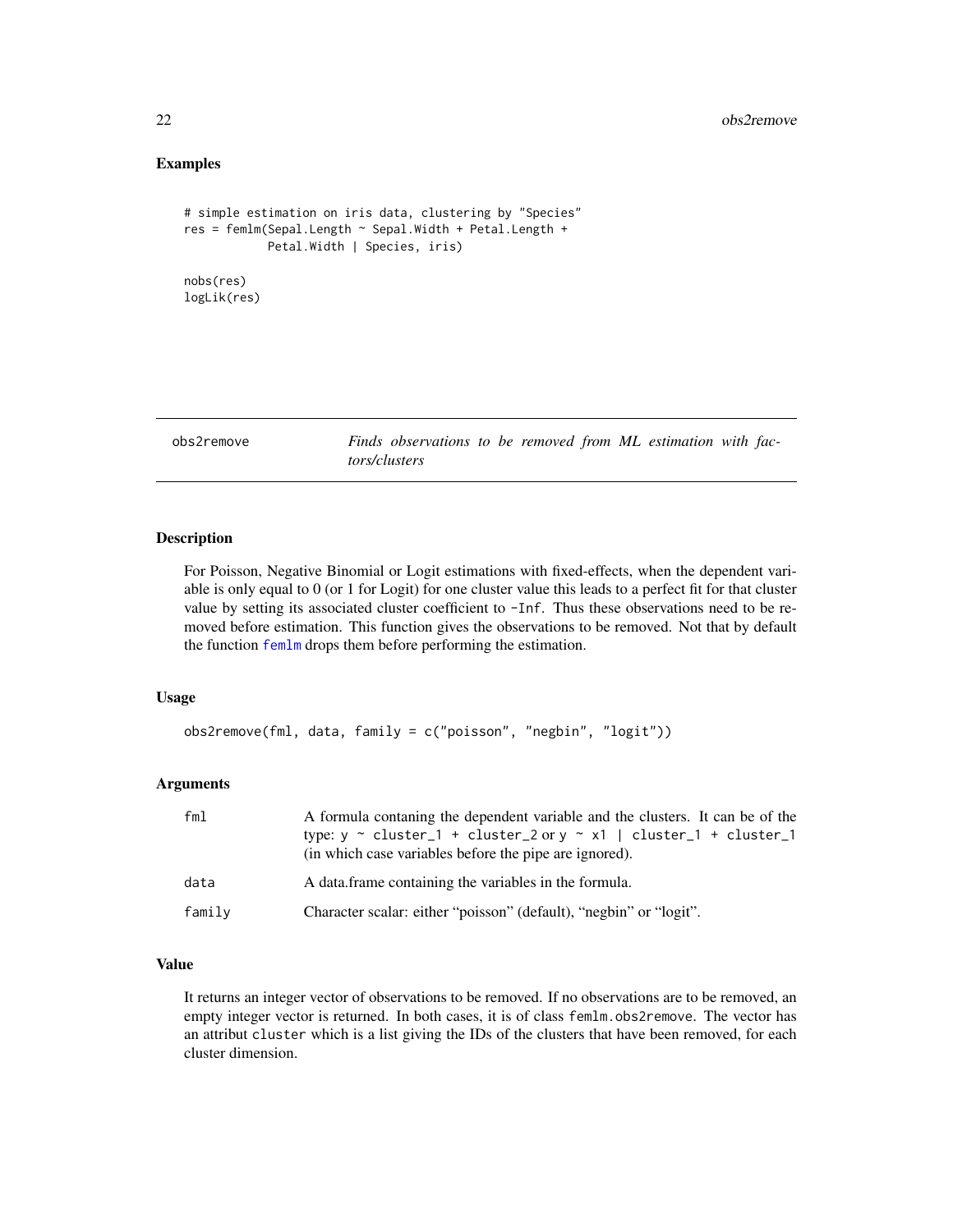## Examples

```
# simple estimation on iris data, clustering by "Species"
res = femlm(Sepal.Length ~ Sepal.Width + Petal.Length +
            Petal.Width | Species, iris)

nobs(res)
logLik(res)
```

---

# obs2remove — *Finds observations to be removed from ML estimation with factors/clusters*

---

## Description

For Poisson, Negative Binomial or Logit estimations with fixed-effects, when the dependent variable is only equal to 0 (or 1 for Logit) for one cluster value this leads to a perfect fit for that cluster value by setting its associated cluster coefficient to `-Inf`. Thus these observations need to be removed before estimation. This function gives the observations to be removed. Not that by default the function `femlm` drops them before performing the estimation.

## Usage

```
obs2remove(fml, data, family = c("poisson", "negbin", "logit"))
```

## Arguments

| | |
|---|---|
| `fml` | A formula contaning the dependent variable and the clusters. It can be of the type: `y ~ cluster_1 + cluster_2` or `y ~ x1 | cluster_1 + cluster_1` (in which case variables before the pipe are ignored). |
| `data` | A data.frame containing the variables in the formula. |
| `family` | Character scalar: either "poisson" (default), "negbin" or "logit". |

## Value

It returns an integer vector of observations to be removed. If no observations are to be removed, an empty integer vector is returned. In both cases, it is of class `femlm.obs2remove`. The vector has an attribut `cluster` which is a list giving the IDs of the clusters that have been removed, for each cluster dimension.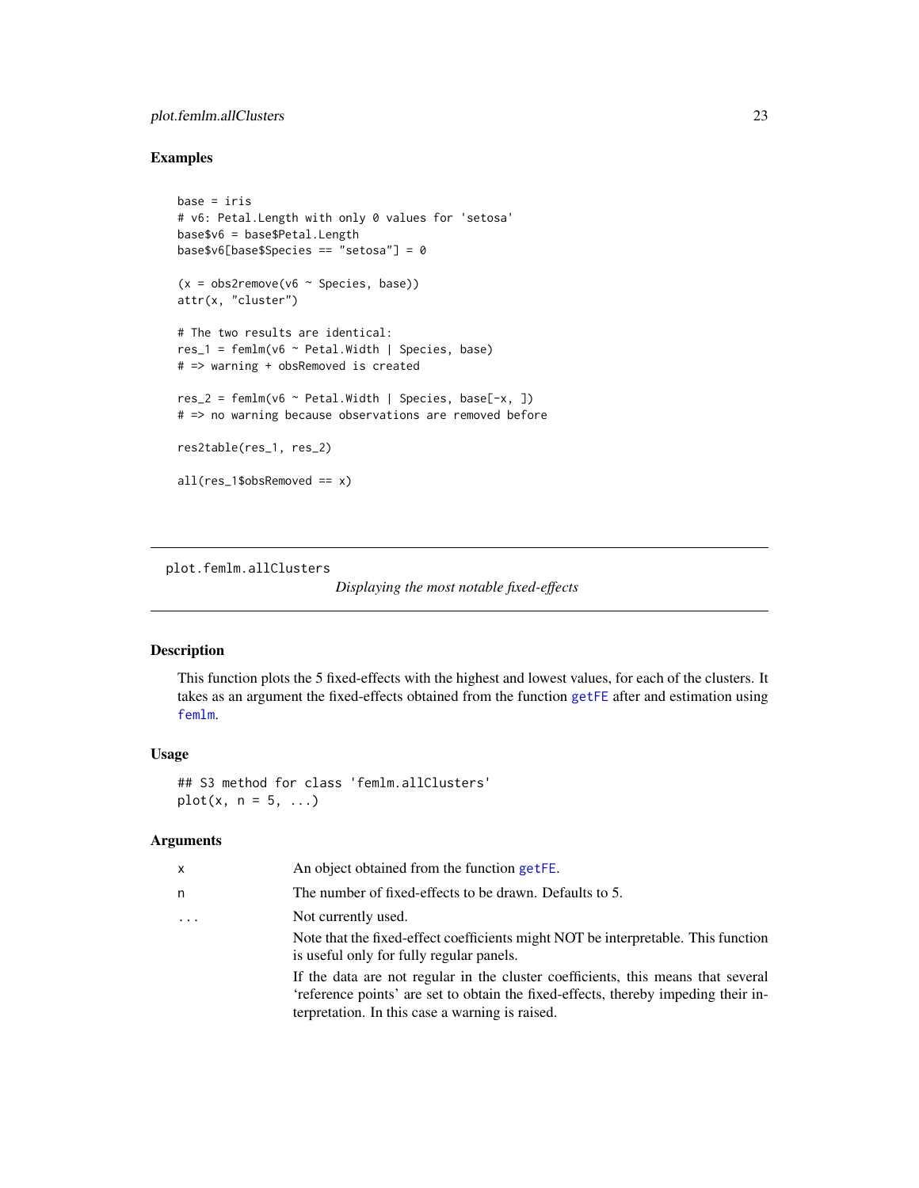## Examples

```
base = iris
# v6: Petal.Length with only 0 values for 'setosa'
base$v6 = base$Petal.Length
base$v6[base$Species == "setosa"] = 0

(x = obs2remove(v6 ~ Species, base))
attr(x, "cluster")

# The two results are identical:
res_1 = femlm(v6 ~ Petal.Width | Species, base)
# => warning + obsRemoved is created

res_2 = femlm(v6 ~ Petal.Width | Species, base[-x, ])
# => no warning because observations are removed before

res2table(res_1, res_2)

all(res_1$obsRemoved == x)
```

---

# plot.femlm.allClusters

*Displaying the most notable fixed-effects*

---

## Description

This function plots the 5 fixed-effects with the highest and lowest values, for each of the clusters. It takes as an argument the fixed-effects obtained from the function `getFE` after and estimation using `femlm`.

## Usage

```
## S3 method for class 'femlm.allClusters'
plot(x, n = 5, ...)
```

## Arguments

| | |
|---|---|
| `x` | An object obtained from the function `getFE`. |
| `n` | The number of fixed-effects to be drawn. Defaults to 5. |
| `...` | Not currently used.<br>Note that the fixed-effect coefficients might NOT be interpretable. This function is useful only for fully regular panels.<br>If the data are not regular in the cluster coefficients, this means that several 'reference points' are set to obtain the fixed-effects, thereby impeding their interpretation. In this case a warning is raised. |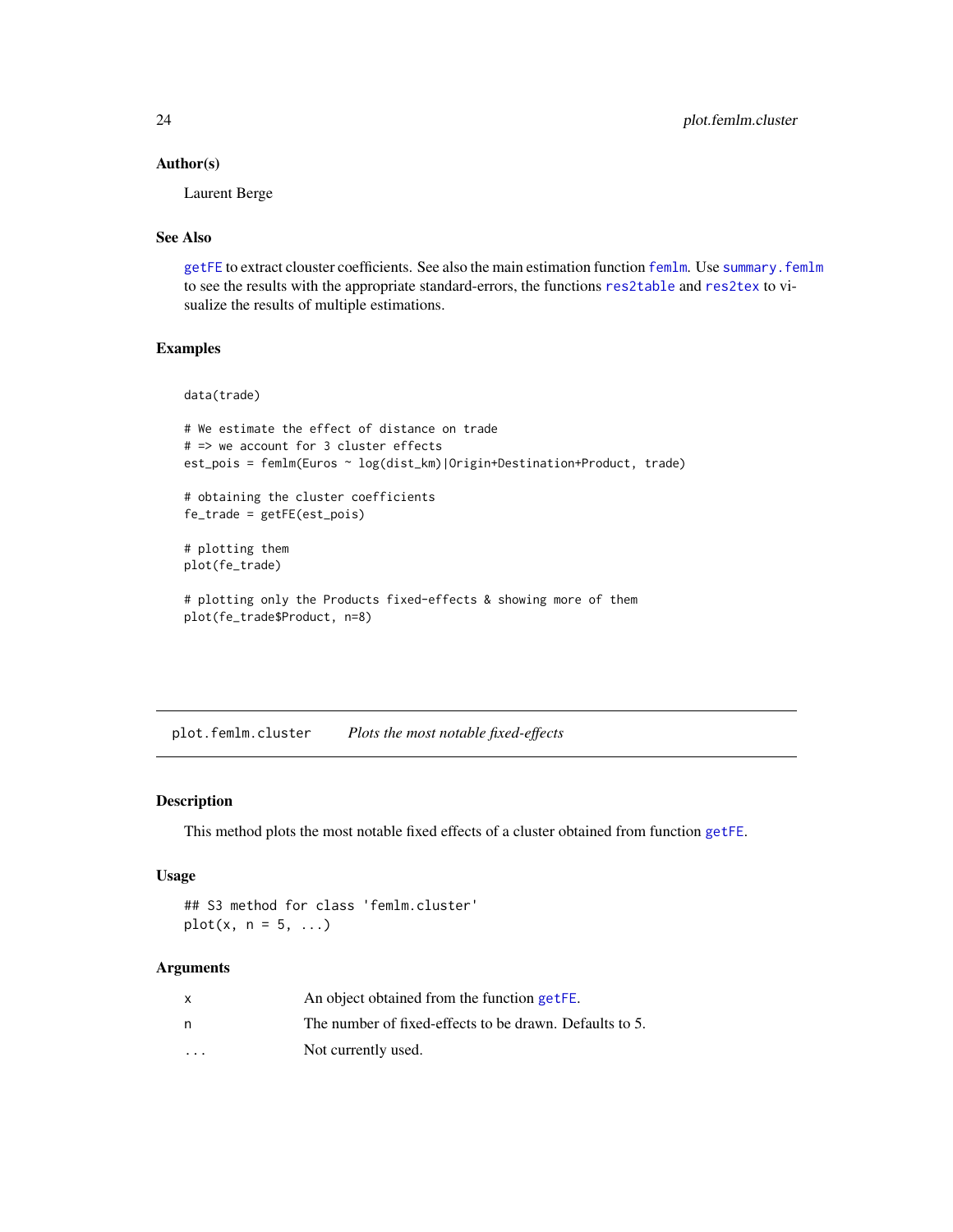### Author(s)

Laurent Berge

### See Also

getFE to extract clouster coefficients. See also the main estimation function femlm. Use summary.femlm to see the results with the appropriate standard-errors, the functions res2table and res2tex to visualize the results of multiple estimations.

### Examples

```
data(trade)

# We estimate the effect of distance on trade
# => we account for 3 cluster effects
est_pois = femlm(Euros ~ log(dist_km)|Origin+Destination+Product, trade)

# obtaining the cluster coefficients
fe_trade = getFE(est_pois)

# plotting them
plot(fe_trade)

# plotting only the Products fixed-effects & showing more of them
plot(fe_trade$Product, n=8)
```

---

## plot.femlm.cluster *Plots the most notable fixed-effects*

### Description

This method plots the most notable fixed effects of a cluster obtained from function getFE.

### Usage

```
## S3 method for class 'femlm.cluster'
plot(x, n = 5, ...)
```

### Arguments

| | |
|---|---|
| x | An object obtained from the function getFE. |
| n | The number of fixed-effects to be drawn. Defaults to 5. |
| ... | Not currently used. |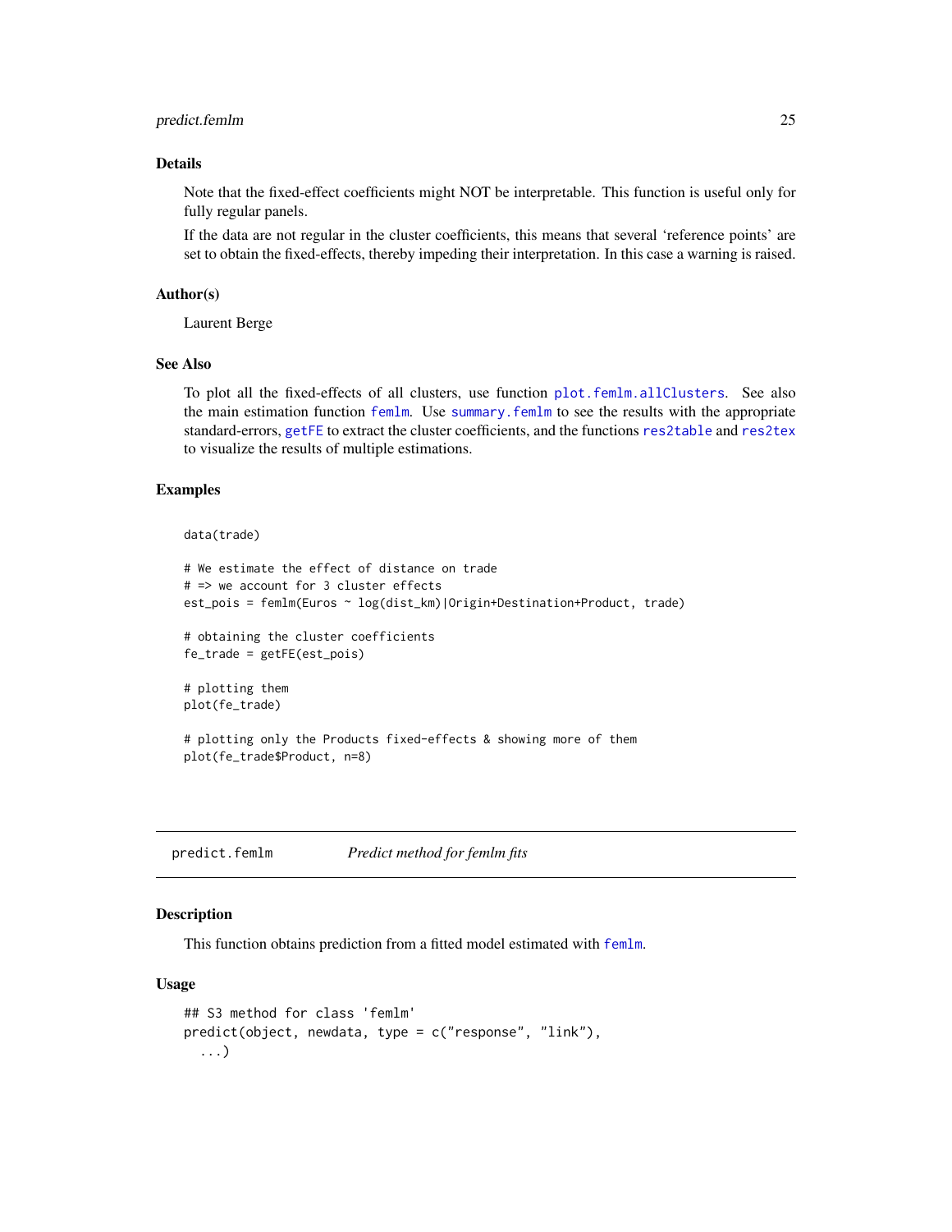### Details

Note that the fixed-effect coefficients might NOT be interpretable. This function is useful only for fully regular panels.

If the data are not regular in the cluster coefficients, this means that several 'reference points' are set to obtain the fixed-effects, thereby impeding their interpretation. In this case a warning is raised.

### Author(s)

Laurent Berge

### See Also

To plot all the fixed-effects of all clusters, use function `plot.femlm.allClusters`. See also the main estimation function `femlm`. Use `summary.femlm` to see the results with the appropriate standard-errors, `getFE` to extract the cluster coefficients, and the functions `res2table` and `res2tex` to visualize the results of multiple estimations.

### Examples

```
data(trade)

# We estimate the effect of distance on trade
# => we account for 3 cluster effects
est_pois = femlm(Euros ~ log(dist_km)|Origin+Destination+Product, trade)

# obtaining the cluster coefficients
fe_trade = getFE(est_pois)

# plotting them
plot(fe_trade)

# plotting only the Products fixed-effects & showing more of them
plot(fe_trade$Product, n=8)
```

---

## predict.femlm *Predict method for femlm fits*

### Description

This function obtains prediction from a fitted model estimated with `femlm`.

### Usage

```
## S3 method for class 'femlm'
predict(object, newdata, type = c("response", "link"),
  ...)
```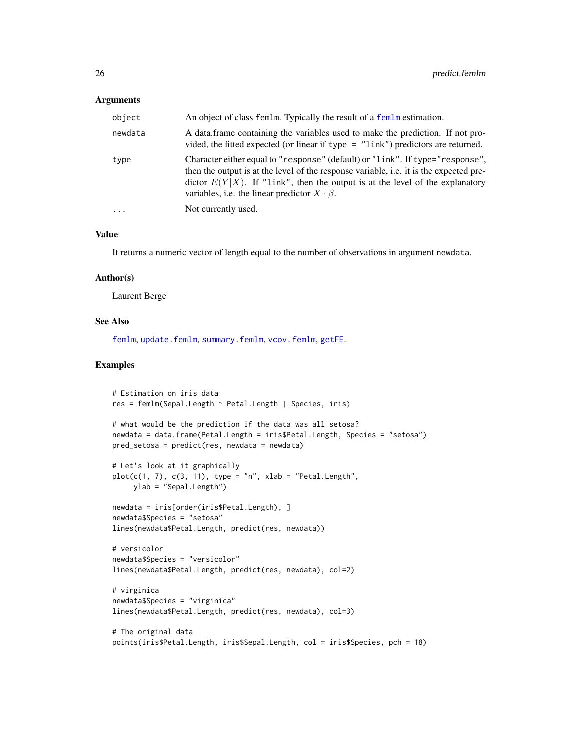## Arguments

| | |
|---|---|
| `object` | An object of class `femlm`. Typically the result of a `femlm` estimation. |
| `newdata` | A data.frame containing the variables used to make the prediction. If not provided, the fitted expected (or linear if `type = "link"`) predictors are returned. |
| `type` | Character either equal to `"response"` (default) or `"link"`. If `type="response"`, then the output is at the level of the response variable, i.e. it is the expected predictor $E(Y\|X)$. If `"link"`, then the output is at the level of the explanatory variables, i.e. the linear predictor $X \cdot \beta$. |
| `...` | Not currently used. |

## Value

It returns a numeric vector of length equal to the number of observations in argument `newdata`.

## Author(s)

Laurent Berge

## See Also

`femlm`, `update.femlm`, `summary.femlm`, `vcov.femlm`, `getFE`.

## Examples

```
# Estimation on iris data
res = femlm(Sepal.Length ~ Petal.Length | Species, iris)

# what would be the prediction if the data was all setosa?
newdata = data.frame(Petal.Length = iris$Petal.Length, Species = "setosa")
pred_setosa = predict(res, newdata = newdata)

# Let's look at it graphically
plot(c(1, 7), c(3, 11), type = "n", xlab = "Petal.Length",
     ylab = "Sepal.Length")

newdata = iris[order(iris$Petal.Length), ]
newdata$Species = "setosa"
lines(newdata$Petal.Length, predict(res, newdata))

# versicolor
newdata$Species = "versicolor"
lines(newdata$Petal.Length, predict(res, newdata), col=2)

# virginica
newdata$Species = "virginica"
lines(newdata$Petal.Length, predict(res, newdata), col=3)

# The original data
points(iris$Petal.Length, iris$Sepal.Length, col = iris$Species, pch = 18)
```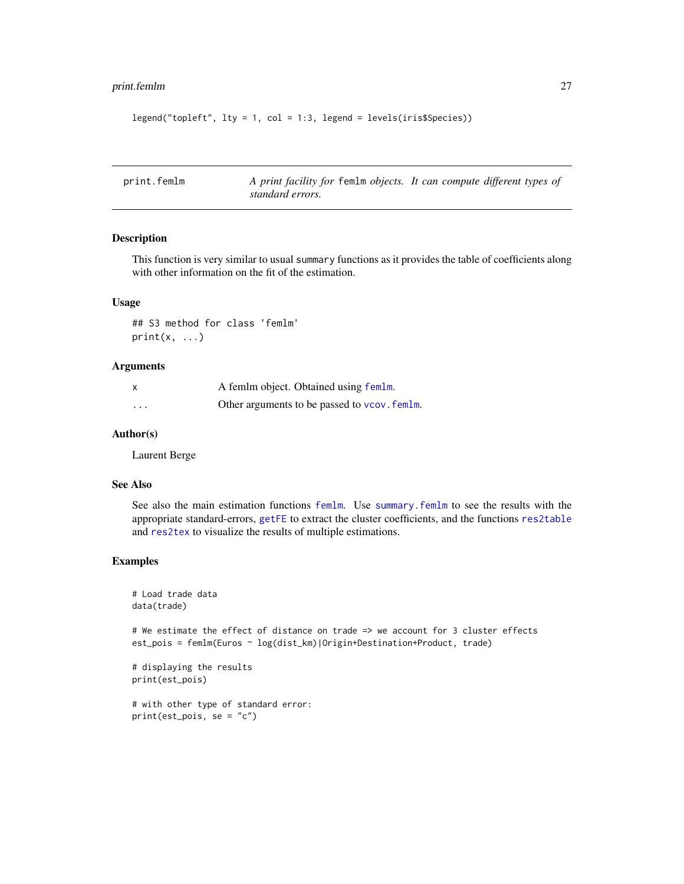```
legend("topleft", lty = 1, col = 1:3, legend = levels(iris$Species))
```

---

print.femlm — *A print facility for* `femlm` *objects. It can compute different types of standard errors.*

---

### Description

This function is very similar to usual `summary` functions as it provides the table of coefficients along with other information on the fit of the estimation.

### Usage

```
## S3 method for class 'femlm'
print(x, ...)
```

### Arguments

| | |
|---|---|
| `x` | A femlm object. Obtained using `femlm`. |
| `...` | Other arguments to be passed to `vcov.femlm`. |

### Author(s)

Laurent Berge

### See Also

See also the main estimation functions `femlm`. Use `summary.femlm` to see the results with the appropriate standard-errors, `getFE` to extract the cluster coefficients, and the functions `res2table` and `res2tex` to visualize the results of multiple estimations.

### Examples

```
# Load trade data
data(trade)

# We estimate the effect of distance on trade => we account for 3 cluster effects
est_pois = femlm(Euros ~ log(dist_km)|Origin+Destination+Product, trade)

# displaying the results
print(est_pois)

# with other type of standard error:
print(est_pois, se = "c")
```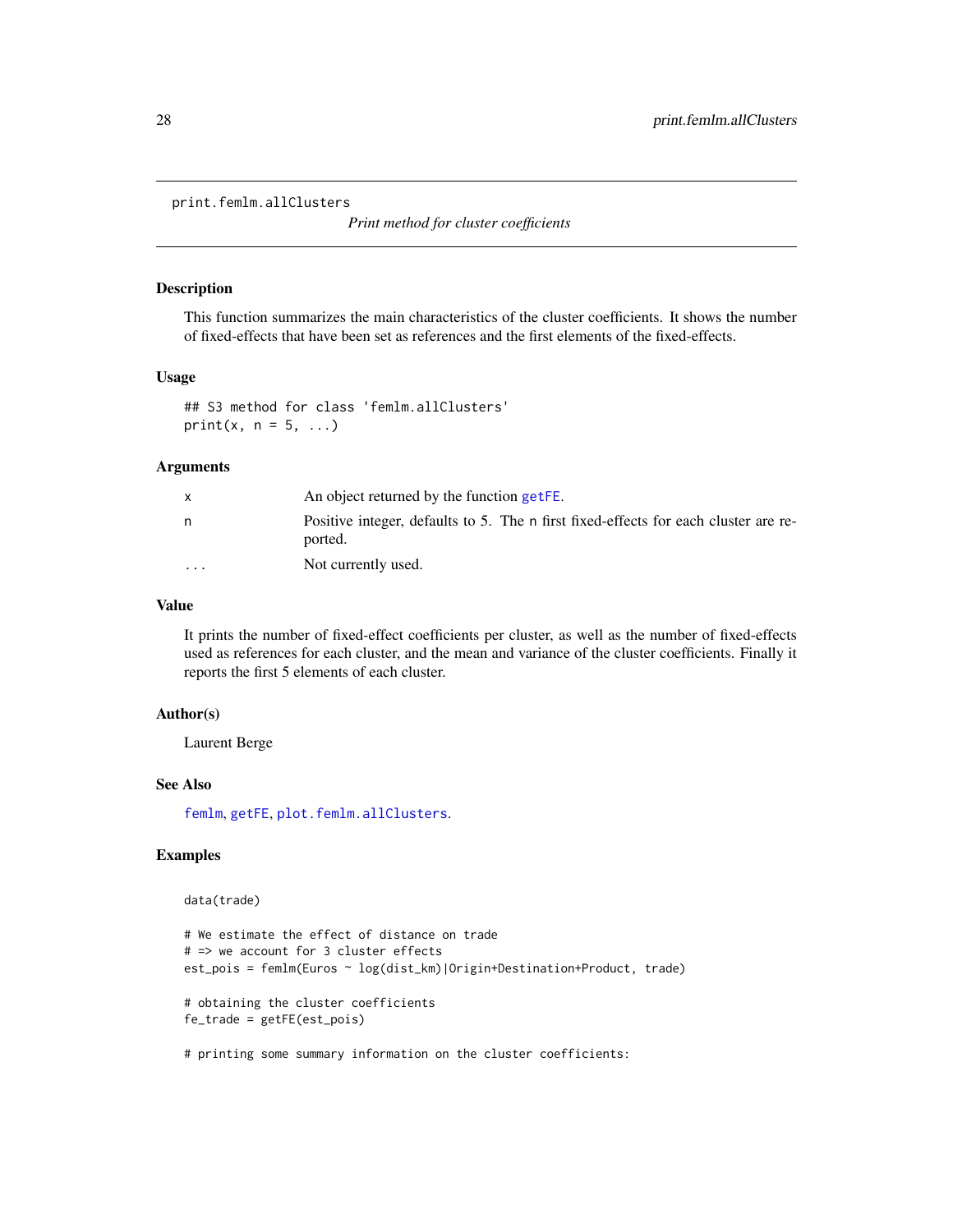`print.femlm.allClusters`

*Print method for cluster coefficients*

## Description

This function summarizes the main characteristics of the cluster coefficients. It shows the number of fixed-effects that have been set as references and the first elements of the fixed-effects.

## Usage

```
## S3 method for class 'femlm.allClusters'
print(x, n = 5, ...)
```

## Arguments

| | |
|---|---|
| x | An object returned by the function getFE. |
| n | Positive integer, defaults to 5. The n first fixed-effects for each cluster are reported. |
| ... | Not currently used. |

## Value

It prints the number of fixed-effect coefficients per cluster, as well as the number of fixed-effects used as references for each cluster, and the mean and variance of the cluster coefficients. Finally it reports the first 5 elements of each cluster.

## Author(s)

Laurent Berge

## See Also

femlm, getFE, plot.femlm.allClusters.

## Examples

```
data(trade)

# We estimate the effect of distance on trade
# => we account for 3 cluster effects
est_pois = femlm(Euros ~ log(dist_km)|Origin+Destination+Product, trade)

# obtaining the cluster coefficients
fe_trade = getFE(est_pois)

# printing some summary information on the cluster coefficients:
```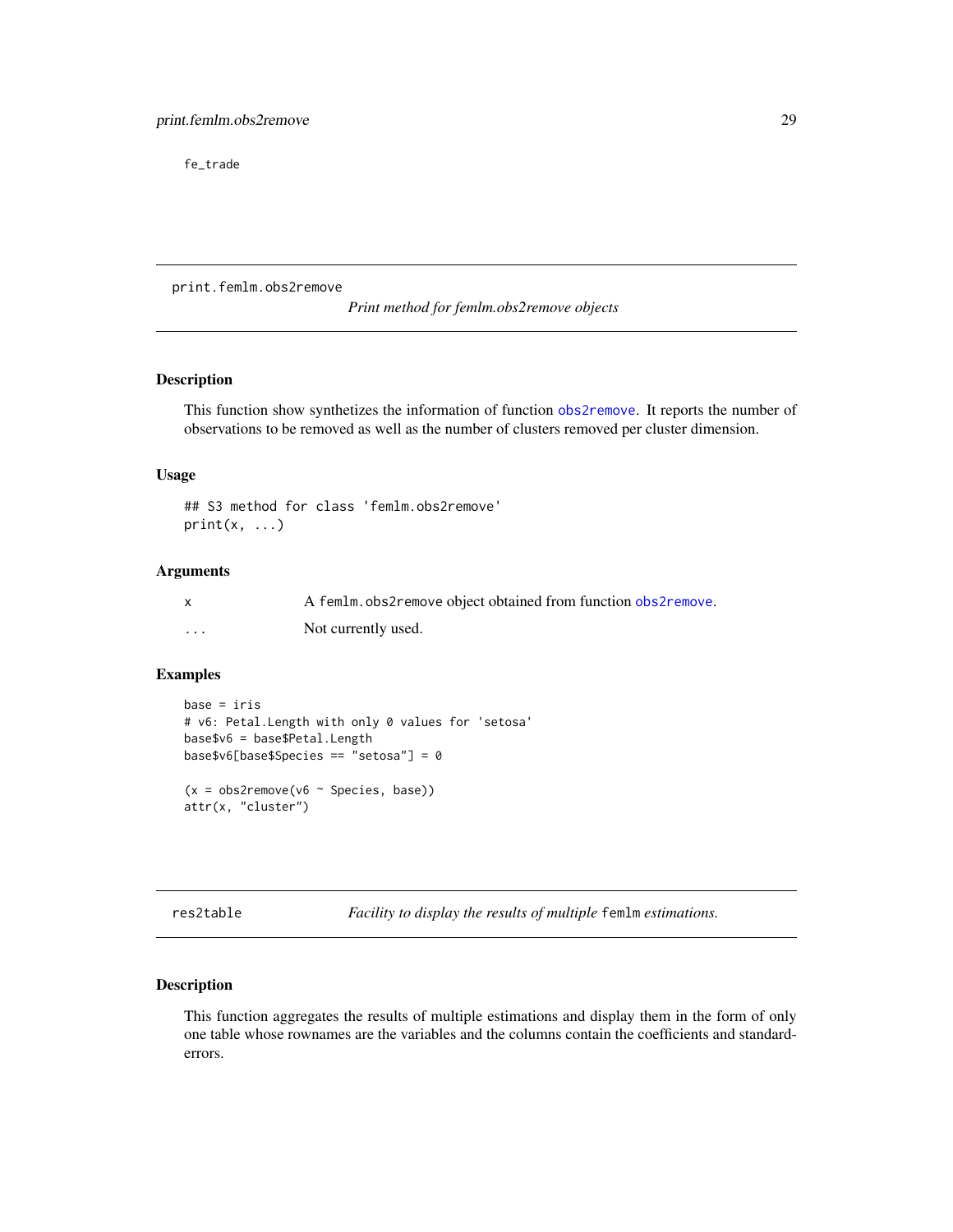fe_trade

---

print.femlm.obs2remove *Print method for femlm.obs2remove objects*

---

## Description

This function show synthetizes the information of function obs2remove. It reports the number of observations to be removed as well as the number of clusters removed per cluster dimension.

## Usage

```
## S3 method for class 'femlm.obs2remove'
print(x, ...)
```

## Arguments

| | |
|---|---|
| x | A femlm.obs2remove object obtained from function obs2remove. |
| ... | Not currently used. |

## Examples

```
base = iris
# v6: Petal.Length with only 0 values for 'setosa'
base$v6 = base$Petal.Length
base$v6[base$Species == "setosa"] = 0

(x = obs2remove(v6 ~ Species, base))
attr(x, "cluster")
```

---

res2table *Facility to display the results of multiple* femlm *estimations.*

---

## Description

This function aggregates the results of multiple estimations and display them in the form of only one table whose rownames are the variables and the columns contain the coefficients and standard-errors.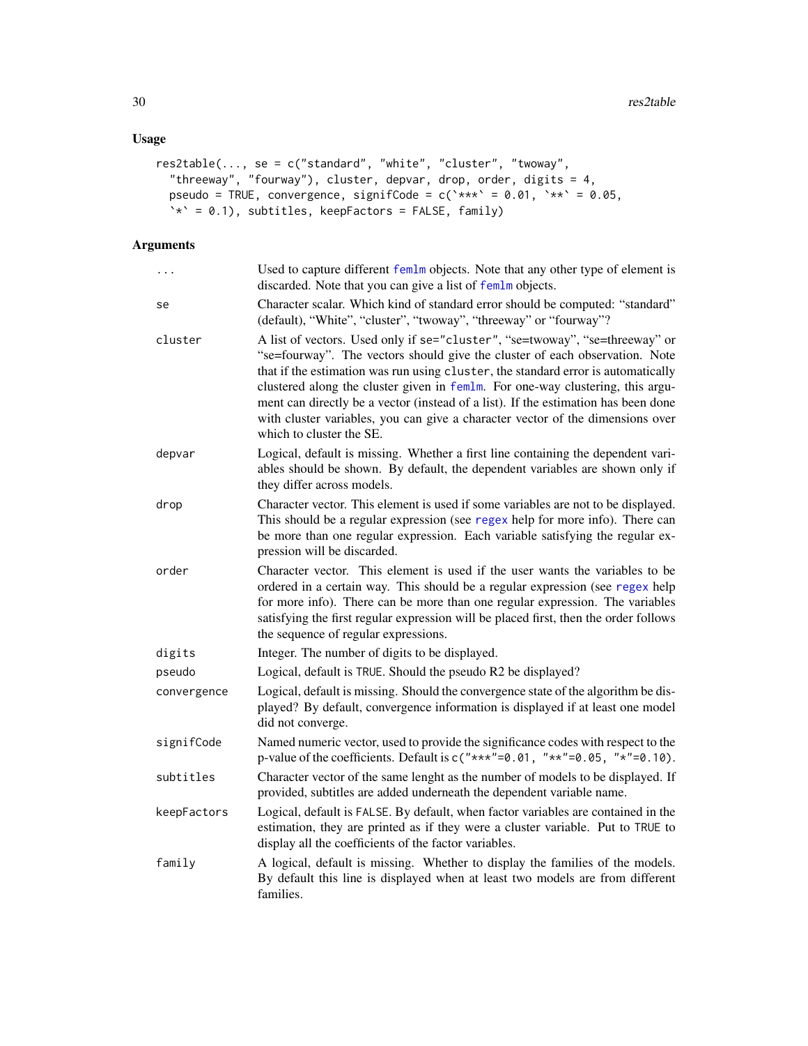### Usage

```
res2table(..., se = c("standard", "white", "cluster", "twoway",
  "threeway", "fourway"), cluster, depvar, drop, order, digits = 4,
  pseudo = TRUE, convergence, signifCode = c(`***` = 0.01, `**` = 0.05,
  `*` = 0.1), subtitles, keepFactors = FALSE, family)
```

### Arguments

| | |
|---|---|
| `...` | Used to capture different `femlm` objects. Note that any other type of element is discarded. Note that you can give a list of `femlm` objects. |
| `se` | Character scalar. Which kind of standard error should be computed: "standard" (default), "White", "cluster", "twoway", "threeway" or "fourway"? |
| `cluster` | A list of vectors. Used only if `se="cluster"`, "se=twoway", "se=threeway" or "se=fourway". The vectors should give the cluster of each observation. Note that if the estimation was run using `cluster`, the standard error is automatically clustered along the cluster given in `femlm`. For one-way clustering, this argument can directly be a vector (instead of a list). If the estimation has been done with cluster variables, you can give a character vector of the dimensions over which to cluster the SE. |
| `depvar` | Logical, default is missing. Whether a first line containing the dependent variables should be shown. By default, the dependent variables are shown only if they differ across models. |
| `drop` | Character vector. This element is used if some variables are not to be displayed. This should be a regular expression (see `regex` help for more info). There can be more than one regular expression. Each variable satisfying the regular expression will be discarded. |
| `order` | Character vector. This element is used if the user wants the variables to be ordered in a certain way. This should be a regular expression (see `regex` help for more info). There can be more than one regular expression. The variables satisfying the first regular expression will be placed first, then the order follows the sequence of regular expressions. |
| `digits` | Integer. The number of digits to be displayed. |
| `pseudo` | Logical, default is `TRUE`. Should the pseudo R2 be displayed? |
| `convergence` | Logical, default is missing. Should the convergence state of the algorithm be displayed? By default, convergence information is displayed if at least one model did not converge. |
| `signifCode` | Named numeric vector, used to provide the significance codes with respect to the p-value of the coefficients. Default is `c("***"=0.01, "**"=0.05, "*"=0.10)`. |
| `subtitles` | Character vector of the same lenght as the number of models to be displayed. If provided, subtitles are added underneath the dependent variable name. |
| `keepFactors` | Logical, default is `FALSE`. By default, when factor variables are contained in the estimation, they are printed as if they were a cluster variable. Put to `TRUE` to display all the coefficients of the factor variables. |
| `family` | A logical, default is missing. Whether to display the families of the models. By default this line is displayed when at least two models are from different families. |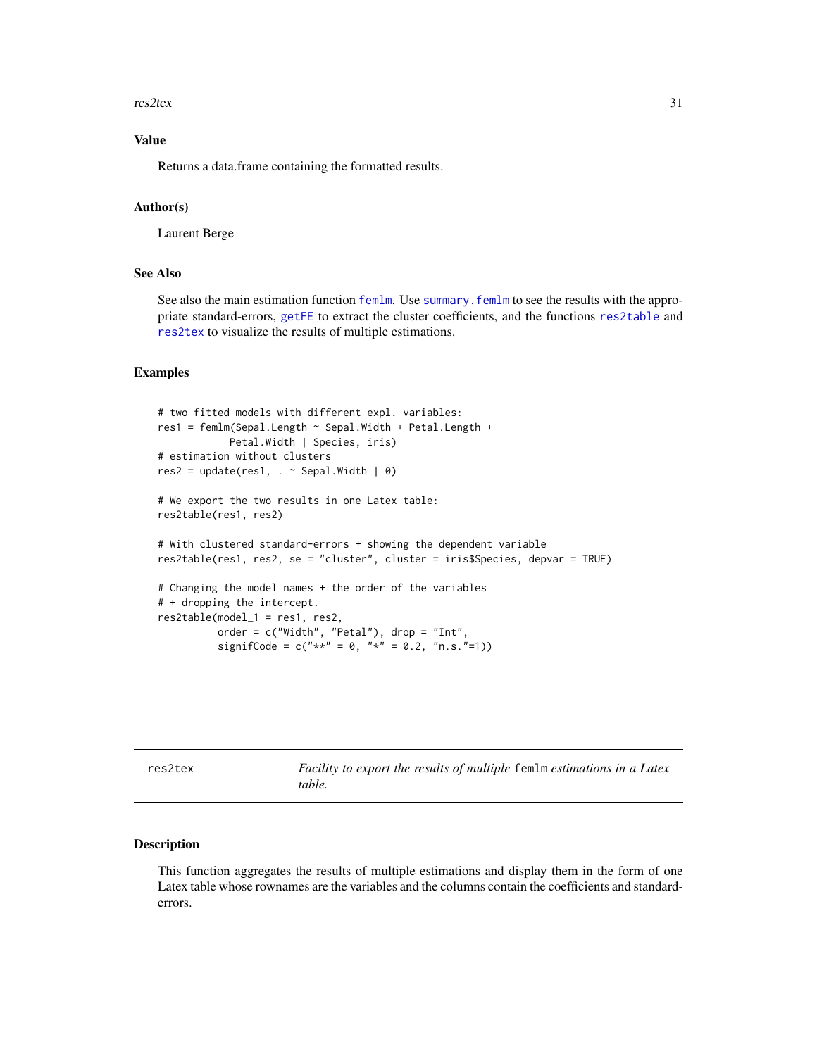## Value

Returns a data.frame containing the formatted results.

## Author(s)

Laurent Berge

## See Also

See also the main estimation function `femlm`. Use `summary.femlm` to see the results with the appropriate standard-errors, `getFE` to extract the cluster coefficients, and the functions `res2table` and `res2tex` to visualize the results of multiple estimations.

## Examples

```
# two fitted models with different expl. variables:
res1 = femlm(Sepal.Length ~ Sepal.Width + Petal.Length +
            Petal.Width | Species, iris)
# estimation without clusters
res2 = update(res1, . ~ Sepal.Width | 0)

# We export the two results in one Latex table:
res2table(res1, res2)

# With clustered standard-errors + showing the dependent variable
res2table(res1, res2, se = "cluster", cluster = iris$Species, depvar = TRUE)

# Changing the model names + the order of the variables
# + dropping the intercept.
res2table(model_1 = res1, res2,
          order = c("Width", "Petal"), drop = "Int",
          signifCode = c("**" = 0, "*" = 0.2, "n.s."=1))
```

---

# res2tex — *Facility to export the results of multiple* `femlm` *estimations in a Latex table.*

## Description

This function aggregates the results of multiple estimations and display them in the form of one Latex table whose rownames are the variables and the columns contain the coefficients and standard-errors.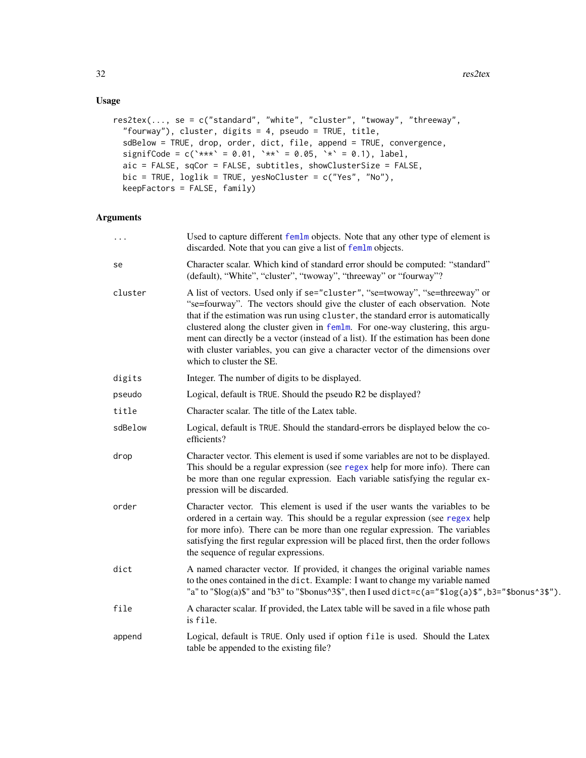## Usage

```
res2tex(..., se = c("standard", "white", "cluster", "twoway", "threeway",
  "fourway"), cluster, digits = 4, pseudo = TRUE, title,
  sdBelow = TRUE, drop, order, dict, file, append = TRUE, convergence,
  signifCode = c(`***` = 0.01, `**` = 0.05, `*` = 0.1), label,
  aic = FALSE, sqCor = FALSE, subtitles, showClusterSize = FALSE,
  bic = TRUE, loglik = TRUE, yesNoCluster = c("Yes", "No"),
  keepFactors = FALSE, family)
```

## Arguments

| | |
|---|---|
| `...` | Used to capture different `femlm` objects. Note that any other type of element is discarded. Note that you can give a list of `femlm` objects. |
| `se` | Character scalar. Which kind of standard error should be computed: "standard" (default), "White", "cluster", "twoway", "threeway" or "fourway"? |
| `cluster` | A list of vectors. Used only if `se="cluster"`, "se=twoway", "se=threeway" or "se=fourway". The vectors should give the cluster of each observation. Note that if the estimation was run using `cluster`, the standard error is automatically clustered along the cluster given in `femlm`. For one-way clustering, this argument can directly be a vector (instead of a list). If the estimation has been done with cluster variables, you can give a character vector of the dimensions over which to cluster the SE. |
| `digits` | Integer. The number of digits to be displayed. |
| `pseudo` | Logical, default is `TRUE`. Should the pseudo R2 be displayed? |
| `title` | Character scalar. The title of the Latex table. |
| `sdBelow` | Logical, default is `TRUE`. Should the standard-errors be displayed below the coefficients? |
| `drop` | Character vector. This element is used if some variables are not to be displayed. This should be a regular expression (see `regex` help for more info). There can be more than one regular expression. Each variable satisfying the regular expression will be discarded. |
| `order` | Character vector. This element is used if the user wants the variables to be ordered in a certain way. This should be a regular expression (see `regex` help for more info). There can be more than one regular expression. The variables satisfying the first regular expression will be placed first, then the order follows the sequence of regular expressions. |
| `dict` | A named character vector. If provided, it changes the original variable names to the ones contained in the `dict`. Example: I want to change my variable named "a" to "$log(a)$" and "b3" to "$bonus^3$", then I used `dict=c(a="$log(a)$",b3="$bonus^3$")`. |
| `file` | A character scalar. If provided, the Latex table will be saved in a file whose path is `file`. |
| `append` | Logical, default is `TRUE`. Only used if option `file` is used. Should the Latex table be appended to the existing file? |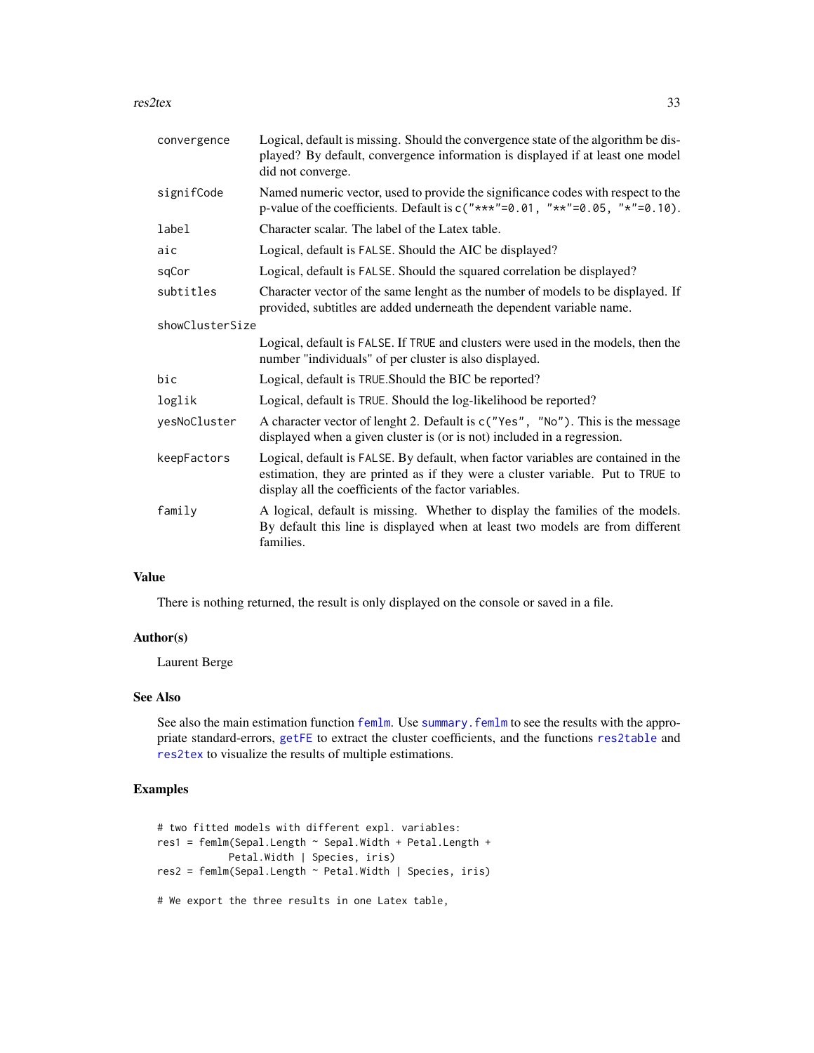| | |
|---|---|
| `convergence` | Logical, default is missing. Should the convergence state of the algorithm be displayed? By default, convergence information is displayed if at least one model did not converge. |
| `signifCode` | Named numeric vector, used to provide the significance codes with respect to the p-value of the coefficients. Default is `c("***"=0.01, "**"=0.05, "*"=0.10)`. |
| `label` | Character scalar. The label of the Latex table. |
| `aic` | Logical, default is `FALSE`. Should the AIC be displayed? |
| `sqCor` | Logical, default is `FALSE`. Should the squared correlation be displayed? |
| `subtitles` | Character vector of the same lenght as the number of models to be displayed. If provided, subtitles are added underneath the dependent variable name. |
| `showClusterSize` | Logical, default is `FALSE`. If `TRUE` and clusters were used in the models, then the number "individuals" of per cluster is also displayed. |
| `bic` | Logical, default is `TRUE`.Should the BIC be reported? |
| `loglik` | Logical, default is `TRUE`. Should the log-likelihood be reported? |
| `yesNoCluster` | A character vector of lenght 2. Default is `c("Yes", "No")`. This is the message displayed when a given cluster is (or is not) included in a regression. |
| `keepFactors` | Logical, default is `FALSE`. By default, when factor variables are contained in the estimation, they are printed as if they were a cluster variable. Put to `TRUE` to display all the coefficients of the factor variables. |
| `family` | A logical, default is missing. Whether to display the families of the models. By default this line is displayed when at least two models are from different families. |

## Value

There is nothing returned, the result is only displayed on the console or saved in a file.

## Author(s)

Laurent Berge

## See Also

See also the main estimation function `femlm`. Use `summary.femlm` to see the results with the appropriate standard-errors, `getFE` to extract the cluster coefficients, and the functions `res2table` and `res2tex` to visualize the results of multiple estimations.

## Examples

```
# two fitted models with different expl. variables:
res1 = femlm(Sepal.Length ~ Sepal.Width + Petal.Length +
            Petal.Width | Species, iris)
res2 = femlm(Sepal.Length ~ Petal.Width | Species, iris)

# We export the three results in one Latex table,
```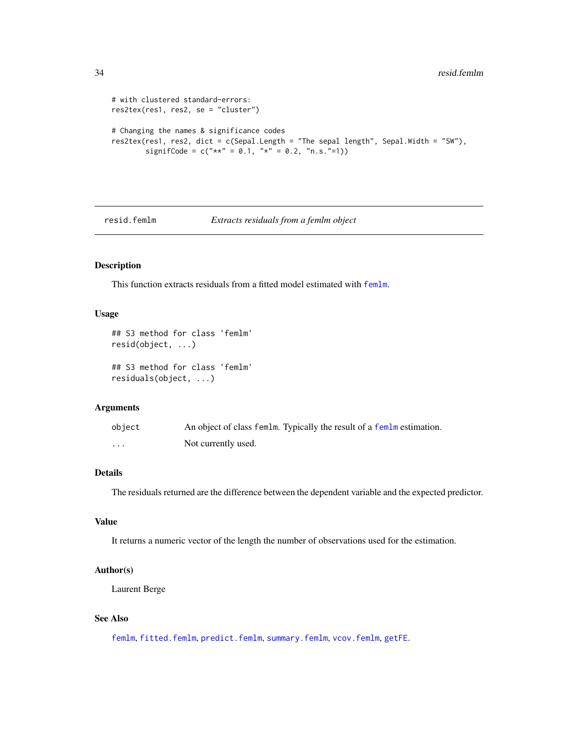```
# with clustered standard-errors:
res2tex(res1, res2, se = "cluster")

# Changing the names & significance codes
res2tex(res1, res2, dict = c(Sepal.Length = "The sepal length", Sepal.Width = "SW"),
        signifCode = c("**" = 0.1, "*" = 0.2, "n.s."=1))
```

---

## resid.femlm — *Extracts residuals from a femlm object*

### Description

This function extracts residuals from a fitted model estimated with `femlm`.

### Usage

```
## S3 method for class 'femlm'
resid(object, ...)

## S3 method for class 'femlm'
residuals(object, ...)
```

### Arguments

| | |
|---|---|
| `object` | An object of class `femlm`. Typically the result of a `femlm` estimation. |
| `...` | Not currently used. |

### Details

The residuals returned are the difference between the dependent variable and the expected predictor.

### Value

It returns a numeric vector of the length the number of observations used for the estimation.

### Author(s)

Laurent Berge

### See Also

`femlm`, `fitted.femlm`, `predict.femlm`, `summary.femlm`, `vcov.femlm`, `getFE`.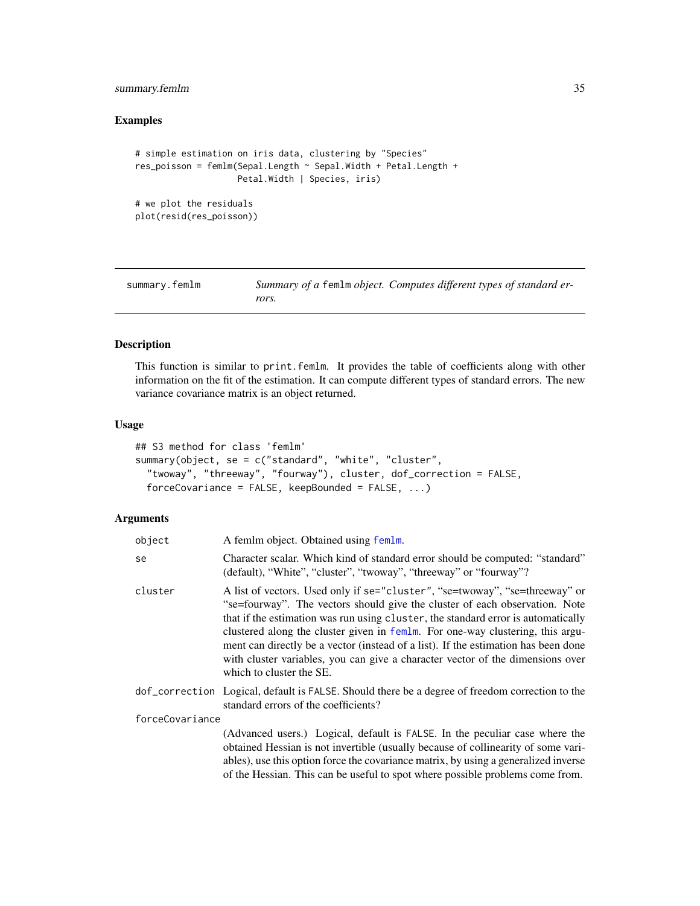## Examples

```
# simple estimation on iris data, clustering by "Species"
res_poisson = femlm(Sepal.Length ~ Sepal.Width + Petal.Length +
                    Petal.Width | Species, iris)

# we plot the residuals
plot(resid(res_poisson))
```

---

`summary.femlm` *Summary of a `femlm` object. Computes different types of standard errors.*

---

## Description

This function is similar to `print.femlm`. It provides the table of coefficients along with other information on the fit of the estimation. It can compute different types of standard errors. The new variance covariance matrix is an object returned.

## Usage

```
## S3 method for class 'femlm'
summary(object, se = c("standard", "white", "cluster",
  "twoway", "threeway", "fourway"), cluster, dof_correction = FALSE,
  forceCovariance = FALSE, keepBounded = FALSE, ...)
```

## Arguments

`object` A femlm object. Obtained using `femlm`.

`se` Character scalar. Which kind of standard error should be computed: "standard" (default), "White", "cluster", "twoway", "threeway" or "fourway"?

`cluster` A list of vectors. Used only if `se="cluster"`, "se=twoway", "se=threeway" or "se=fourway". The vectors should give the cluster of each observation. Note that if the estimation was run using `cluster`, the standard error is automatically clustered along the cluster given in `femlm`. For one-way clustering, this argument can directly be a vector (instead of a list). If the estimation has been done with cluster variables, you can give a character vector of the dimensions over which to cluster the SE.

`dof_correction` Logical, default is `FALSE`. Should there be a degree of freedom correction to the standard errors of the coefficients?

`forceCovariance` (Advanced users.) Logical, default is `FALSE`. In the peculiar case where the obtained Hessian is not invertible (usually because of collinearity of some variables), use this option force the covariance matrix, by using a generalized inverse of the Hessian. This can be useful to spot where possible problems come from.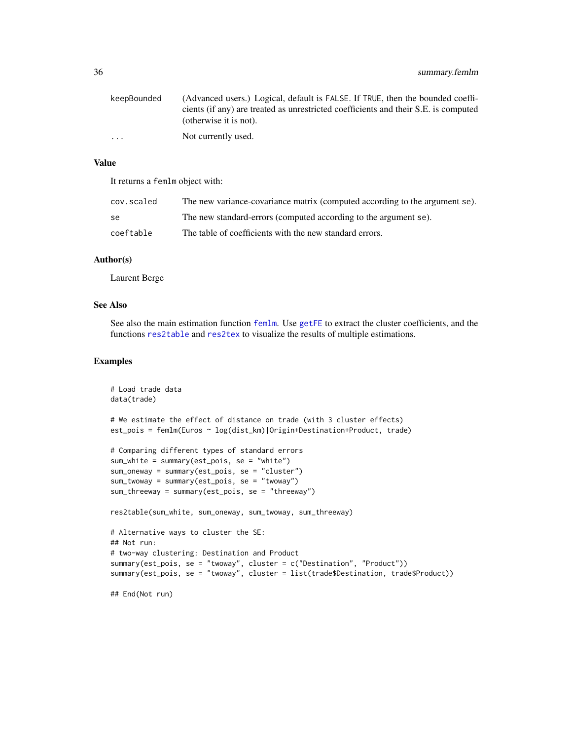| | |
|---|---|
| keepBounded | (Advanced users.) Logical, default is FALSE. If TRUE, then the bounded coefficients (if any) are treated as unrestricted coefficients and their S.E. is computed (otherwise it is not). |
| ... | Not currently used. |

## Value

It returns a femlm object with:

| | |
|---|---|
| cov.scaled | The new variance-covariance matrix (computed according to the argument se). |
| se | The new standard-errors (computed according to the argument se). |
| coeftable | The table of coefficients with the new standard errors. |

## Author(s)

Laurent Berge

## See Also

See also the main estimation function femlm. Use getFE to extract the cluster coefficients, and the functions res2table and res2tex to visualize the results of multiple estimations.

## Examples

```
# Load trade data
data(trade)

# We estimate the effect of distance on trade (with 3 cluster effects)
est_pois = femlm(Euros ~ log(dist_km)|Origin+Destination+Product, trade)

# Comparing different types of standard errors
sum_white = summary(est_pois, se = "white")
sum_oneway = summary(est_pois, se = "cluster")
sum_twoway = summary(est_pois, se = "twoway")
sum_threeway = summary(est_pois, se = "threeway")

res2table(sum_white, sum_oneway, sum_twoway, sum_threeway)

# Alternative ways to cluster the SE:
## Not run:
# two-way clustering: Destination and Product
summary(est_pois, se = "twoway", cluster = c("Destination", "Product"))
summary(est_pois, se = "twoway", cluster = list(trade$Destination, trade$Product))

## End(Not run)
```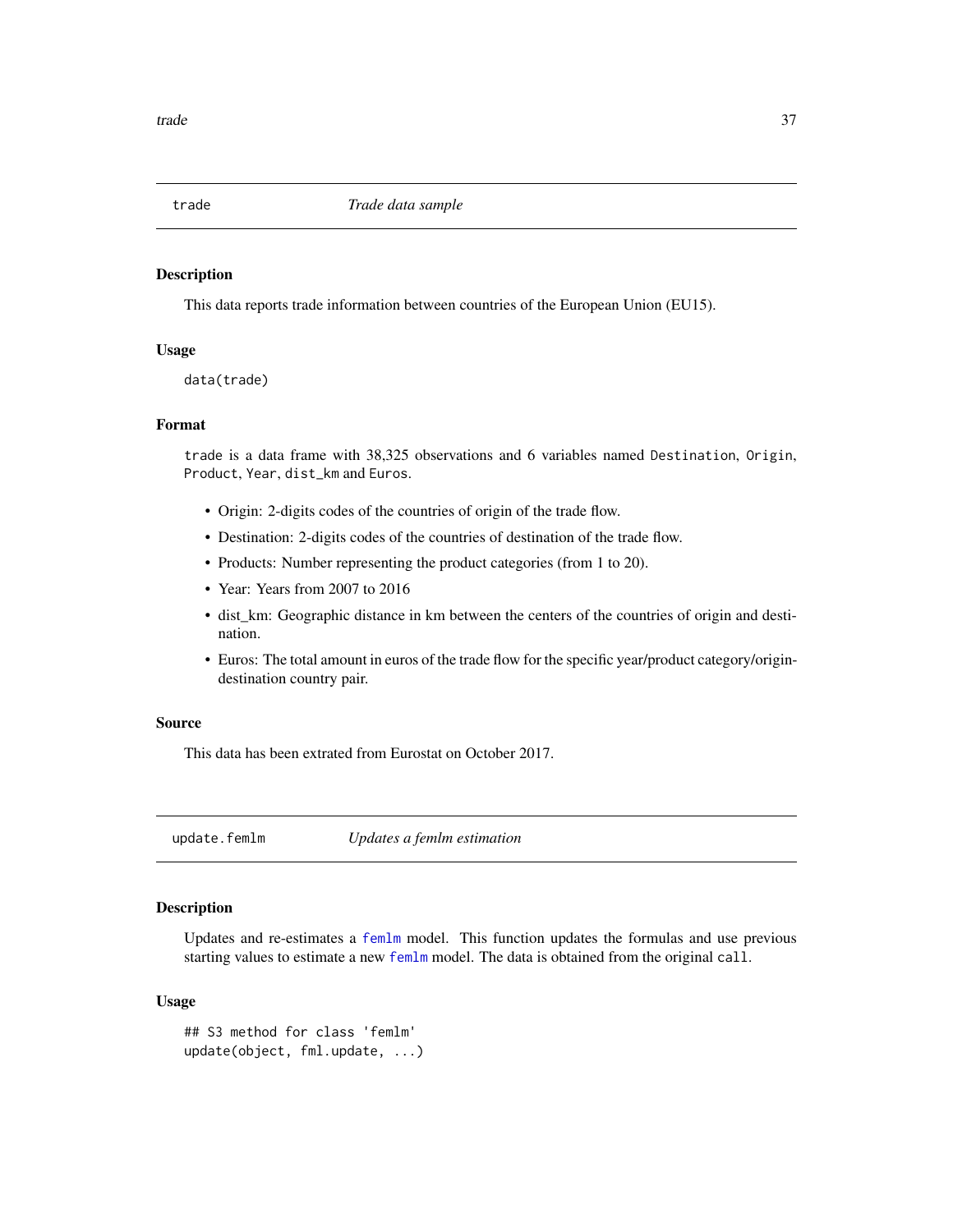## `trade` *Trade data sample*

### Description

This data reports trade information between countries of the European Union (EU15).

### Usage

```
data(trade)
```

### Format

`trade` is a data frame with 38,325 observations and 6 variables named `Destination`, `Origin`, `Product`, `Year`, `dist_km` and `Euros`.

- Origin: 2-digits codes of the countries of origin of the trade flow.
- Destination: 2-digits codes of the countries of destination of the trade flow.
- Products: Number representing the product categories (from 1 to 20).
- Year: Years from 2007 to 2016
- dist_km: Geographic distance in km between the centers of the countries of origin and destination.
- Euros: The total amount in euros of the trade flow for the specific year/product category/origin-destination country pair.

### Source

This data has been extrated from Eurostat on October 2017.

## `update.femlm` *Updates a femlm estimation*

### Description

Updates and re-estimates a `femlm` model. This function updates the formulas and use previous starting values to estimate a new `femlm` model. The data is obtained from the original `call`.

### Usage

```
## S3 method for class 'femlm'
update(object, fml.update, ...)
```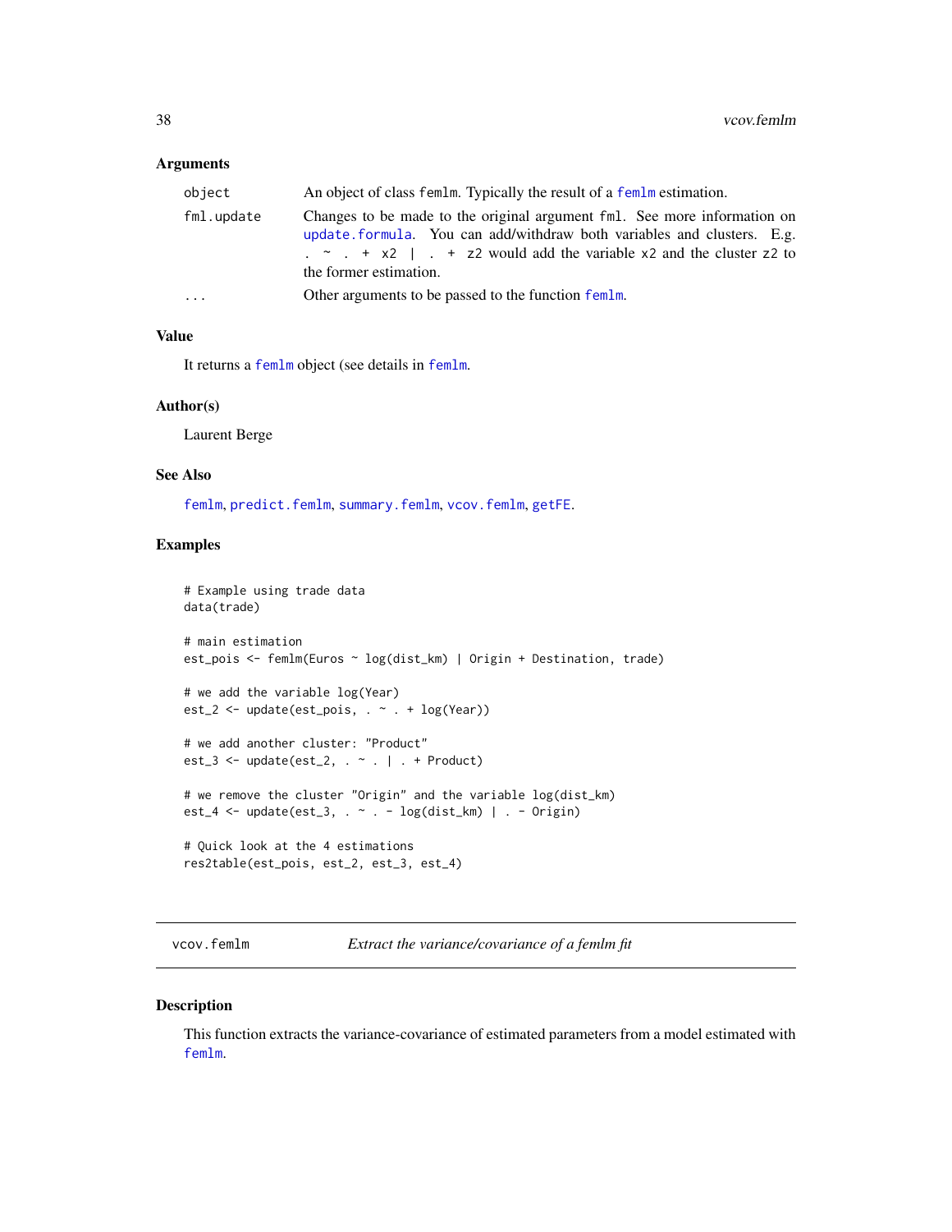### Arguments

| | |
|---|---|
| object | An object of class femlm. Typically the result of a femlm estimation. |
| fml.update | Changes to be made to the original argument fml. See more information on update.formula. You can add/withdraw both variables and clusters. E.g. `. ~ . + x2 | . + z2` would add the variable x2 and the cluster z2 to the former estimation. |
| ... | Other arguments to be passed to the function femlm. |

### Value

It returns a femlm object (see details in femlm.

### Author(s)

Laurent Berge

### See Also

femlm, predict.femlm, summary.femlm, vcov.femlm, getFE.

### Examples

```
# Example using trade data
data(trade)

# main estimation
est_pois <- femlm(Euros ~ log(dist_km) | Origin + Destination, trade)

# we add the variable log(Year)
est_2 <- update(est_pois, . ~ . + log(Year))

# we add another cluster: "Product"
est_3 <- update(est_2, . ~ . | . + Product)

# we remove the cluster "Origin" and the variable log(dist_km)
est_4 <- update(est_3, . ~ . - log(dist_km) | . - Origin)

# Quick look at the 4 estimations
res2table(est_pois, est_2, est_3, est_4)
```

---

## vcov.femlm    *Extract the variance/covariance of a femlm fit*

### Description

This function extracts the variance-covariance of estimated parameters from a model estimated with femlm.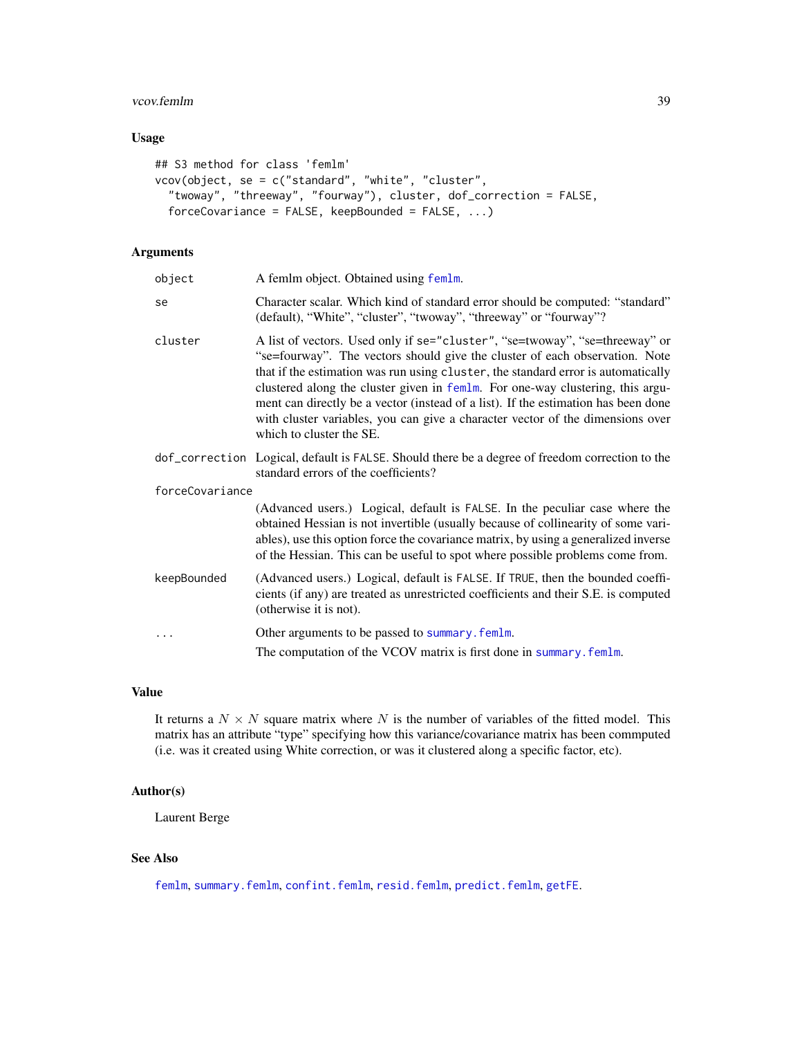### Usage

```
## S3 method for class 'femlm'
vcov(object, se = c("standard", "white", "cluster",
  "twoway", "threeway", "fourway"), cluster, dof_correction = FALSE,
  forceCovariance = FALSE, keepBounded = FALSE, ...)
```

### Arguments

| Argument | Description |
|---|---|
| `object` | A femlm object. Obtained using `femlm`. |
| `se` | Character scalar. Which kind of standard error should be computed: "standard" (default), "White", "cluster", "twoway", "threeway" or "fourway"? |
| `cluster` | A list of vectors. Used only if `se="cluster"`, "se=twoway", "se=threeway" or "se=fourway". The vectors should give the cluster of each observation. Note that if the estimation was run using `cluster`, the standard error is automatically clustered along the cluster given in `femlm`. For one-way clustering, this argument can directly be a vector (instead of a list). If the estimation has been done with cluster variables, you can give a character vector of the dimensions over which to cluster the SE. |
| `dof_correction` | Logical, default is `FALSE`. Should there be a degree of freedom correction to the standard errors of the coefficients? |
| `forceCovariance` | (Advanced users.) Logical, default is `FALSE`. In the peculiar case where the obtained Hessian is not invertible (usually because of collinearity of some variables), use this option force the covariance matrix, by using a generalized inverse of the Hessian. This can be useful to spot where possible problems come from. |
| `keepBounded` | (Advanced users.) Logical, default is `FALSE`. If `TRUE`, then the bounded coefficients (if any) are treated as unrestricted coefficients and their S.E. is computed (otherwise it is not). |
| `...` | Other arguments to be passed to `summary.femlm`. The computation of the VCOV matrix is first done in `summary.femlm`. |

### Value

It returns a $N \times N$ square matrix where $N$ is the number of variables of the fitted model. This matrix has an attribute "type" specifying how this variance/covariance matrix has been commputed (i.e. was it created using White correction, or was it clustered along a specific factor, etc).

### Author(s)

Laurent Berge

### See Also

`femlm`, `summary.femlm`, `confint.femlm`, `resid.femlm`, `predict.femlm`, `getFE`.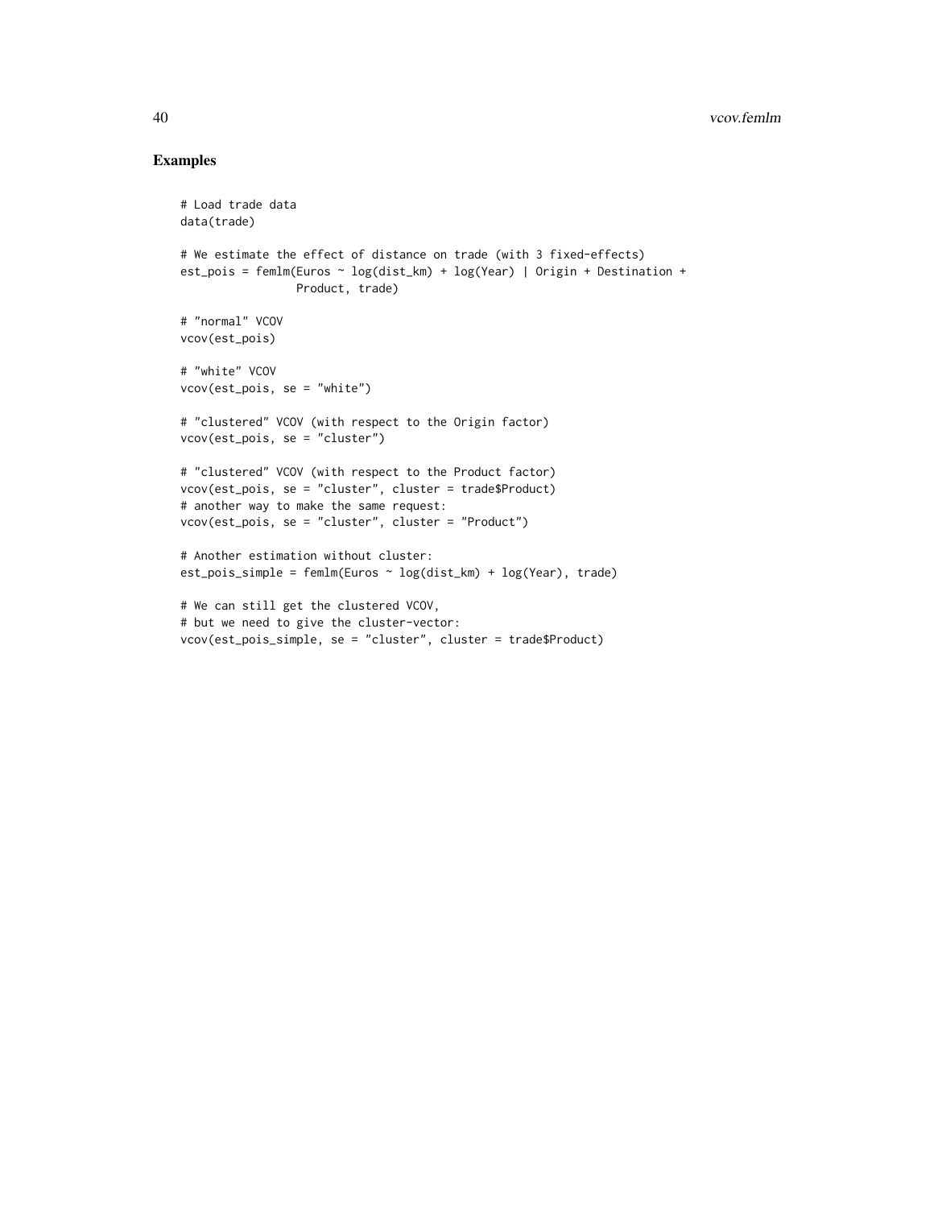## Examples

```
# Load trade data
data(trade)

# We estimate the effect of distance on trade (with 3 fixed-effects)
est_pois = femlm(Euros ~ log(dist_km) + log(Year) | Origin + Destination +
                 Product, trade)

# "normal" VCOV
vcov(est_pois)

# "white" VCOV
vcov(est_pois, se = "white")

# "clustered" VCOV (with respect to the Origin factor)
vcov(est_pois, se = "cluster")

# "clustered" VCOV (with respect to the Product factor)
vcov(est_pois, se = "cluster", cluster = trade$Product)
# another way to make the same request:
vcov(est_pois, se = "cluster", cluster = "Product")

# Another estimation without cluster:
est_pois_simple = femlm(Euros ~ log(dist_km) + log(Year), trade)

# We can still get the clustered VCOV,
# but we need to give the cluster-vector:
vcov(est_pois_simple, se = "cluster", cluster = trade$Product)
```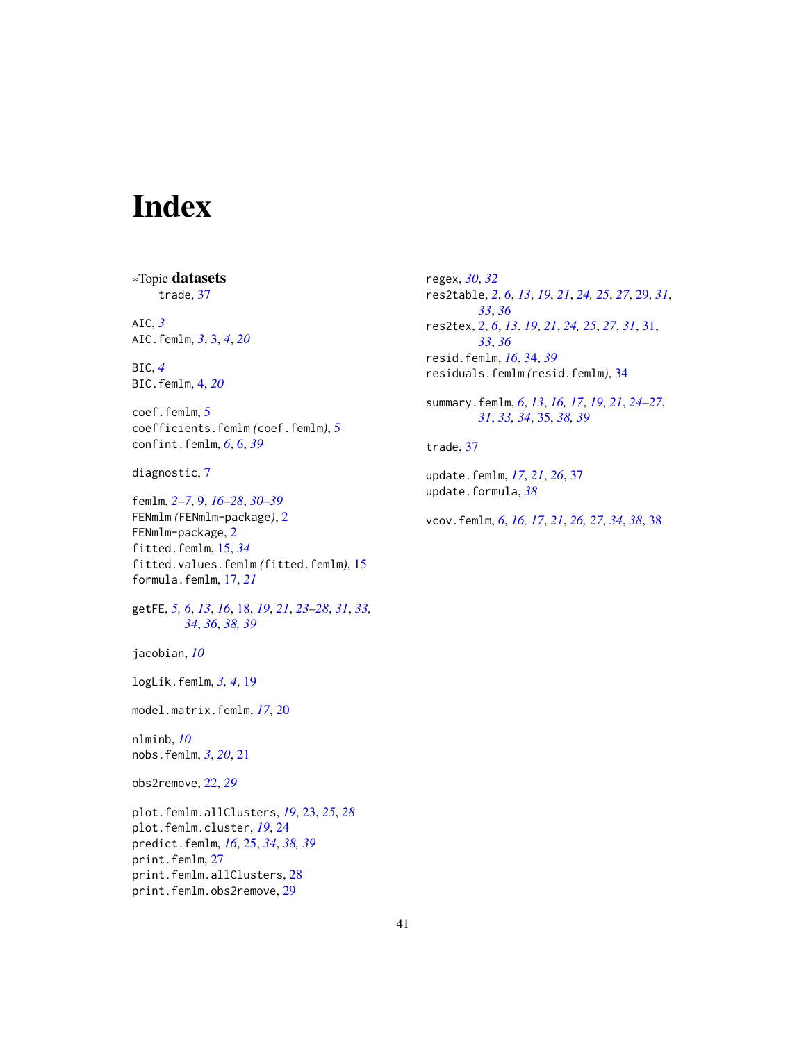# Index

*Topic **datasets**
    trade, *37*

AIC, *3*
AIC.femlm, *3*, 3, *4*, *20*

BIC, *4*
BIC.femlm, 4, *20*

coef.femlm, 5
coefficients.femlm *(*coef.femlm*)*, 5
confint.femlm, *6*, 6, *39*

diagnostic, 7

femlm, *2–7*, 9, *16–28*, *30–39*
FENmlm *(*FENmlm-package*)*, 2
FENmlm-package, 2
fitted.femlm, 15, *34*
fitted.values.femlm *(*fitted.femlm*)*, 15
formula.femlm, 17, *21*

getFE, *5, 6*, *13*, *16*, 18, *19*, *21*, *23–28*, *31*, *33*, *34*, *36*, *38, 39*

jacobian, *10*

logLik.femlm, *3, 4*, 19

model.matrix.femlm, *17*, 20

nlminb, *10*
nobs.femlm, *3*, *20*, 21

obs2remove, 22, *29*

plot.femlm.allClusters, *19*, 23, *25*, *28*
plot.femlm.cluster, *19*, 24
predict.femlm, *16*, 25, *34*, *38, 39*
print.femlm, 27
print.femlm.allClusters, 28
print.femlm.obs2remove, 29

regex, *30*, *32*
res2table, *2*, *6*, *13*, *19*, *21*, *24, 25*, *27*, 29, *31*, *33*, *36*
res2tex, *2*, *6*, *13*, *19*, *21*, *24, 25*, *27*, *31*, 31, *33*, *36*
resid.femlm, *16*, 34, *39*
residuals.femlm *(*resid.femlm*)*, 34

summary.femlm, *6*, *13*, *16, 17*, *19*, *21*, *24–27*, *31*, *33*, *34*, 35, *38, 39*

trade, 37

update.femlm, *17*, *21*, *26*, 37
update.formula, *38*

vcov.femlm, *6*, *16, 17*, *21*, *26, 27*, *34*, *38*, 38